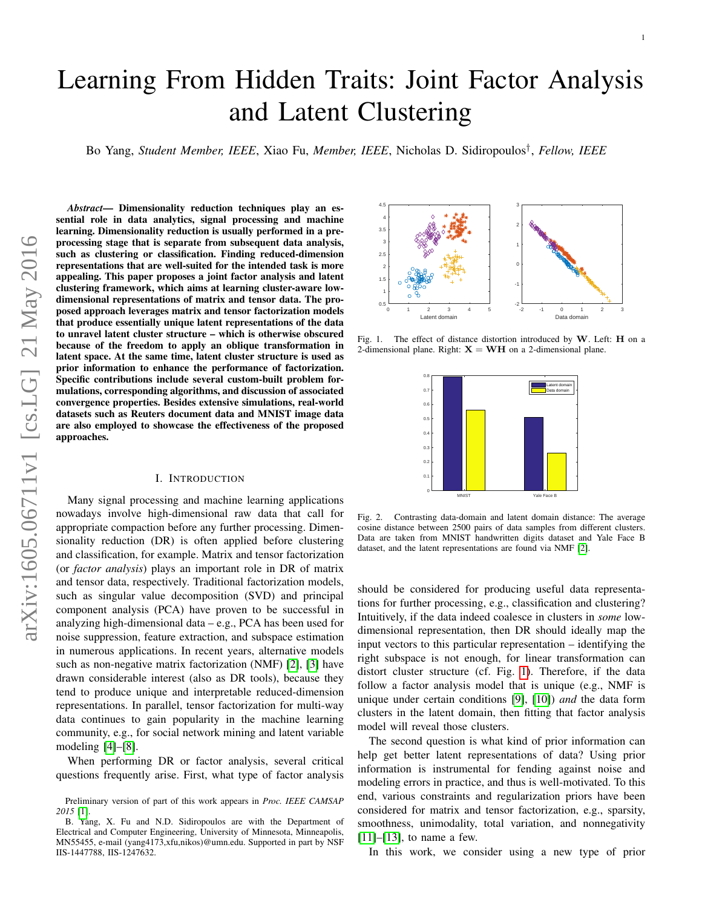# Learning From Hidden Traits: Joint Factor Analysis and Latent Clustering

Bo Yang, *Student Member, IEEE*, Xiao Fu, *Member, IEEE*, Nicholas D. Sidiropoulos†, *Fellow, IEEE*

***Abstract*— Dimensionality reduction techniques play an essential role in data analytics, signal processing and machine learning. Dimensionality reduction is usually performed in a preprocessing stage that is separate from subsequent data analysis, such as clustering or classification. Finding reduced-dimension representations that are well-suited for the intended task is more appealing. This paper proposes a joint factor analysis and latent clustering framework, which aims at learning cluster-aware low-dimensional representations of matrix and tensor data. The proposed approach leverages matrix and tensor factorization models that produce essentially unique latent representations of the data to unravel latent cluster structure – which is otherwise obscured because of the freedom to apply an oblique transformation in latent space. At the same time, latent cluster structure is used as prior information to enhance the performance of factorization. Specific contributions include several custom-built problem formulations, corresponding algorithms, and discussion of associated convergence properties. Besides extensive simulations, real-world datasets such as Reuters document data and MNIST image data are also employed to showcase the effectiveness of the proposed approaches.**

## I. Introduction

Many signal processing and machine learning applications nowadays involve high-dimensional raw data that call for appropriate compaction before any further processing. Dimensionality reduction (DR) is often applied before clustering and classification, for example. Matrix and tensor factorization (or *factor analysis*) plays an important role in DR of matrix and tensor data, respectively. Traditional factorization models, such as singular value decomposition (SVD) and principal component analysis (PCA) have proven to be successful in analyzing high-dimensional data – e.g., PCA has been used for noise suppression, feature extraction, and subspace estimation in numerous applications. In recent years, alternative models such as non-negative matrix factorization (NMF) [2], [3] have drawn considerable interest (also as DR tools), because they tend to produce unique and interpretable reduced-dimension representations. In parallel, tensor factorization for multi-way data continues to gain popularity in the machine learning community, e.g., for social network mining and latent variable modeling [4]–[8].

When performing DR or factor analysis, several critical questions frequently arise. First, what type of factor analysis should be considered for producing useful data representations for further processing, e.g., classification and clustering? Intuitively, if the data indeed coalesce in clusters in *some* low-dimensional representation, then DR should ideally map the input vectors to this particular representation – identifying the right subspace is not enough, for linear transformation can distort cluster structure (cf. Fig. 1). Therefore, if the data follow a factor analysis model that is unique (e.g., NMF is unique under certain conditions [9], [10]) *and* the data form clusters in the latent domain, then fitting that factor analysis model will reveal those clusters.

4.5
4
3.5
3
2.5
2
1.5
1
0.5
0 1 2 3 4 5
Latent domain

3
2
1
0
-1
-2
-2 -1 0 1 2 3
Data domain

Fig. 1. The effect of distance distortion introduced by $\mathbf{W}$. Left: $\mathbf{H}$ on a 2-dimensional plane. Right: $\mathbf{X} = \mathbf{W}\mathbf{H}$ on a 2-dimensional plane.

0.8
0.7
0.6
0.5
0.4
0.3
0.2
0.1
0
MNIST
Yale Face B
Latent domain
Data domain

Fig. 2. Contrasting data-domain and latent domain distance: The average cosine distance between 2500 pairs of data samples from different clusters. Data are taken from MNIST handwritten digits dataset and Yale Face B dataset, and the latent representations are found via NMF [2].

The second question is what kind of prior information can help get better latent representations of data? Using prior information is instrumental for fending against noise and modeling errors in practice, and thus is well-motivated. To this end, various constraints and regularization priors have been considered for matrix and tensor factorization, e.g., sparsity, smoothness, unimodality, total variation, and nonnegativity [11]–[13], to name a few.

In this work, we consider using a new type of prior

---

Preliminary version of part of this work appears in *Proc. IEEE CAMSAP 2015* [1].

B. Yang, X. Fu and N.D. Sidiropoulos are with the Department of Electrical and Computer Engineering, University of Minnesota, Minneapolis, MN55455, e-mail (yang4173,xfu,nikos)@umn.edu. Supported in part by NSF IIS-1447788, IIS-1247632.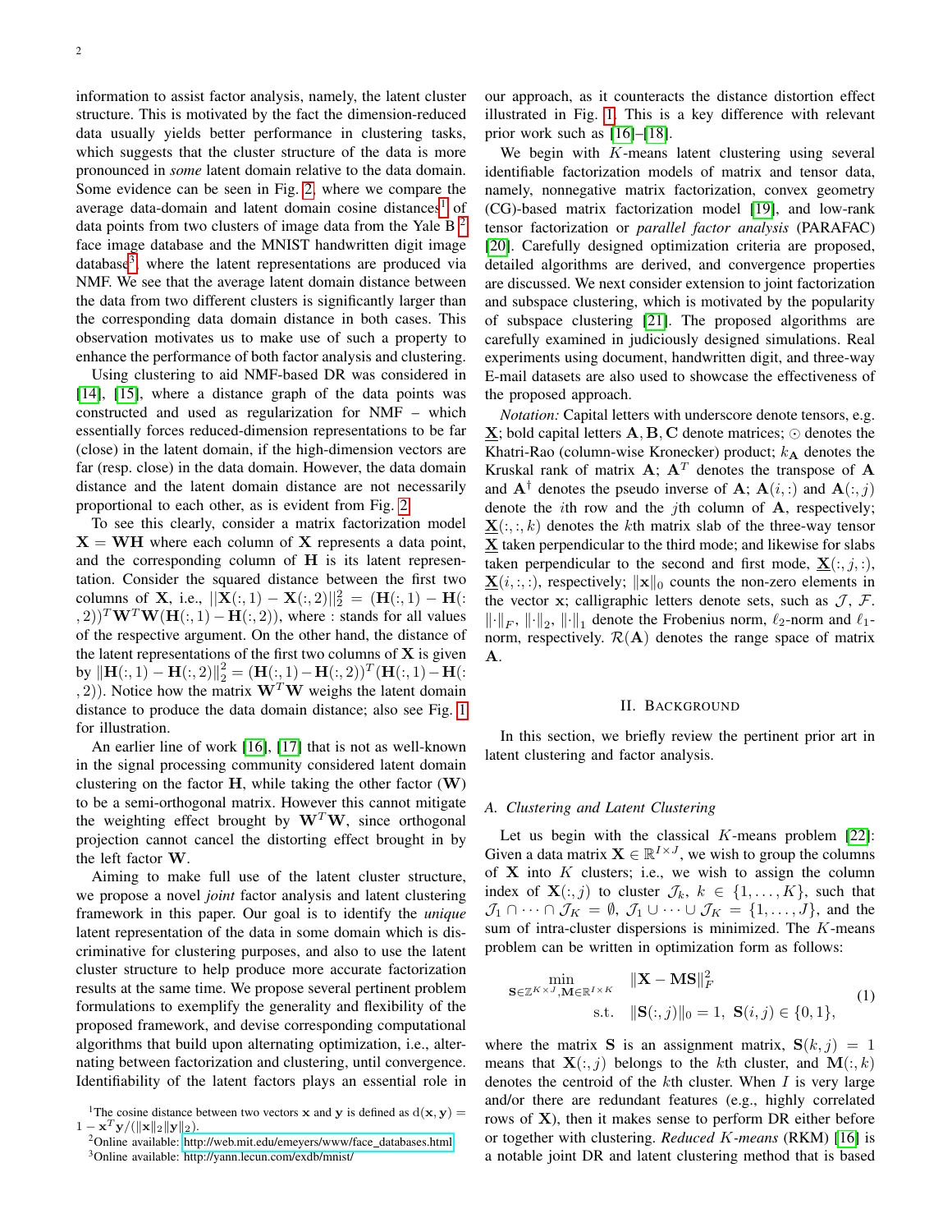information to assist factor analysis, namely, the latent cluster structure. This is motivated by the fact the dimension-reduced data usually yields better performance in clustering tasks, which suggests that the cluster structure of the data is more pronounced in *some* latent domain relative to the data domain. Some evidence can be seen in Fig. 2, where we compare the average data-domain and latent domain cosine distances[1] of data points from two clusters of image data from the Yale B [2] face image database and the MNIST handwritten digit image database[3], where the latent representations are produced via NMF. We see that the average latent domain distance between the data from two different clusters is significantly larger than the corresponding data domain distance in both cases. This observation motivates us to make use of such a property to enhance the performance of both factor analysis and clustering.

Using clustering to aid NMF-based DR was considered in [14], [15], where a distance graph of the data points was constructed and used as regularization for NMF – which essentially forces reduced-dimension representations to be far (close) in the latent domain, if the high-dimension vectors are far (resp. close) in the data domain. However, the data domain distance and the latent domain distance are not necessarily proportional to each other, as is evident from Fig. 2.

To see this clearly, consider a matrix factorization model $\mathbf{X} = \mathbf{W}\mathbf{H}$ where each column of $\mathbf{X}$ represents a data point, and the corresponding column of $\mathbf{H}$ is its latent representation. Consider the squared distance between the first two columns of $\mathbf{X}$, i.e., $||\mathbf{X}(:,1) - \mathbf{X}(:,2)||_2^2 = (\mathbf{H}(:,1) - \mathbf{H}(:,2))^T\mathbf{W}^T\mathbf{W}(\mathbf{H}(:,1) - \mathbf{H}(:,2))$, where $:$ stands for all values of the respective argument. On the other hand, the distance of the latent representations of the first two columns of $\mathbf{X}$ is given by $\|\mathbf{H}(:,1) - \mathbf{H}(:,2)\|_2^2 = (\mathbf{H}(:,1) - \mathbf{H}(:,2))^T(\mathbf{H}(:,1) - \mathbf{H}(:,2))$. Notice how the matrix $\mathbf{W}^T\mathbf{W}$ weighs the latent domain distance to produce the data domain distance; also see Fig. 1 for illustration.

An earlier line of work [16], [17] that is not as well-known in the signal processing community considered latent domain clustering on the factor $\mathbf{H}$, while taking the other factor ($\mathbf{W}$) to be a semi-orthogonal matrix. However this cannot mitigate the weighting effect brought by $\mathbf{W}^T\mathbf{W}$, since orthogonal projection cannot cancel the distorting effect brought in by the left factor $\mathbf{W}$.

Aiming to make full use of the latent cluster structure, we propose a novel *joint* factor analysis and latent clustering framework in this paper. Our goal is to identify the *unique* latent representation of the data in some domain which is discriminative for clustering purposes, and also to use the latent cluster structure to help produce more accurate factorization results at the same time. We propose several pertinent problem formulations to exemplify the generality and flexibility of the proposed framework, and devise corresponding computational algorithms that build upon alternating optimization, i.e., alternating between factorization and clustering, until convergence. Identifiability of the latent factors plays an essential role in our approach, as it counteracts the distance distortion effect illustrated in Fig. 1. This is a key difference with relevant prior work such as [16]–[18].

We begin with $K$-means latent clustering using several identifiable factorization models of matrix and tensor data, namely, nonnegative matrix factorization, convex geometry (CG)-based matrix factorization model [19], and low-rank tensor factorization or *parallel factor analysis* (PARAFAC) [20]. Carefully designed optimization criteria are proposed, detailed algorithms are derived, and convergence properties are discussed. We next consider extension to joint factorization and subspace clustering, which is motivated by the popularity of subspace clustering [21]. The proposed algorithms are carefully examined in judiciously designed simulations. Real experiments using document, handwritten digit, and three-way E-mail datasets are also used to showcase the effectiveness of the proposed approach.

*Notation:* Capital letters with underscore denote tensors, e.g. $\underline{\mathbf{X}}$; bold capital letters $\mathbf{A}, \mathbf{B}, \mathbf{C}$ denote matrices; $\odot$ denotes the Khatri-Rao (column-wise Kronecker) product; $k_{\mathbf{A}}$ denotes the Kruskal rank of matrix $\mathbf{A}$; $\mathbf{A}^T$ denotes the transpose of $\mathbf{A}$ and $\mathbf{A}^\dagger$ denotes the pseudo inverse of $\mathbf{A}$; $\mathbf{A}(i,:)$ and $\mathbf{A}(:,j)$ denote the $i$th row and the $j$th column of $\mathbf{A}$, respectively; $\underline{\mathbf{X}}(:,:,k)$ denotes the $k$th matrix slab of the three-way tensor $\underline{\mathbf{X}}$ taken perpendicular to the third mode; and likewise for slabs taken perpendicular to the second and first mode, $\underline{\mathbf{X}}(:,j,:)$, $\underline{\mathbf{X}}(i,:,:)$, respectively; $\|\mathbf{x}\|_0$ counts the non-zero elements in the vector $\mathbf{x}$; calligraphic letters denote sets, such as $\mathcal{J}$, $\mathcal{F}$. $\|\cdot\|_F$, $\|\cdot\|_2$, $\|\cdot\|_1$ denote the Frobenius norm, $\ell_2$-norm and $\ell_1$-norm, respectively. $\mathcal{R}(\mathbf{A})$ denotes the range space of matrix $\mathbf{A}$.

## II. Background

In this section, we briefly review the pertinent prior art in latent clustering and factor analysis.

### A. Clustering and Latent Clustering

Let us begin with the classical $K$-means problem [22]: Given a data matrix $\mathbf{X} \in \mathbb{R}^{I\times J}$, we wish to group the columns of $\mathbf{X}$ into $K$ clusters; i.e., we wish to assign the column index of $\mathbf{X}(:,j)$ to cluster $\mathcal{J}_k$, $k \in \{1,\ldots,K\}$, such that $\mathcal{J}_1 \cap \cdots \cap \mathcal{J}_K = \emptyset$, $\mathcal{J}_1 \cup \cdots \cup \mathcal{J}_K = \{1,\ldots,J\}$, and the sum of intra-cluster dispersions is minimized. The $K$-means problem can be written in optimization form as follows:

$$
\begin{aligned}
\min_{\mathbf{S}\in\mathbb{Z}^{K\times J},\mathbf{M}\in\mathbb{R}^{I\times K}} \quad & \|\mathbf{X} - \mathbf{M}\mathbf{S}\|_F^2 \\
\text{s.t.} \quad & \|\mathbf{S}(:,j)\|_0 = 1,\ \mathbf{S}(i,j) \in \{0,1\},
\end{aligned}
\tag{1}
$$

where the matrix $\mathbf{S}$ is an assignment matrix, $\mathbf{S}(k,j) = 1$ means that $\mathbf{X}(:,j)$ belongs to the $k$th cluster, and $\mathbf{M}(:,k)$ denotes the centroid of the $k$th cluster. When $I$ is very large and/or there are redundant features (e.g., highly correlated rows of $\mathbf{X}$), then it makes sense to perform DR either before or together with clustering. *Reduced $K$-means* (RKM) [16] is a notable joint DR and latent clustering method that is based

[1] The cosine distance between two vectors $\mathbf{x}$ and $\mathbf{y}$ is defined as $\mathrm{d}(\mathbf{x},\mathbf{y}) = 1 - \mathbf{x}^T\mathbf{y}/(\|\mathbf{x}\|_2\|\mathbf{y}\|_2)$.

[2] Online available: http://web.mit.edu/emeyers/www/face_databases.html

[3] Online available: http://yann.lecun.com/exdb/mnist/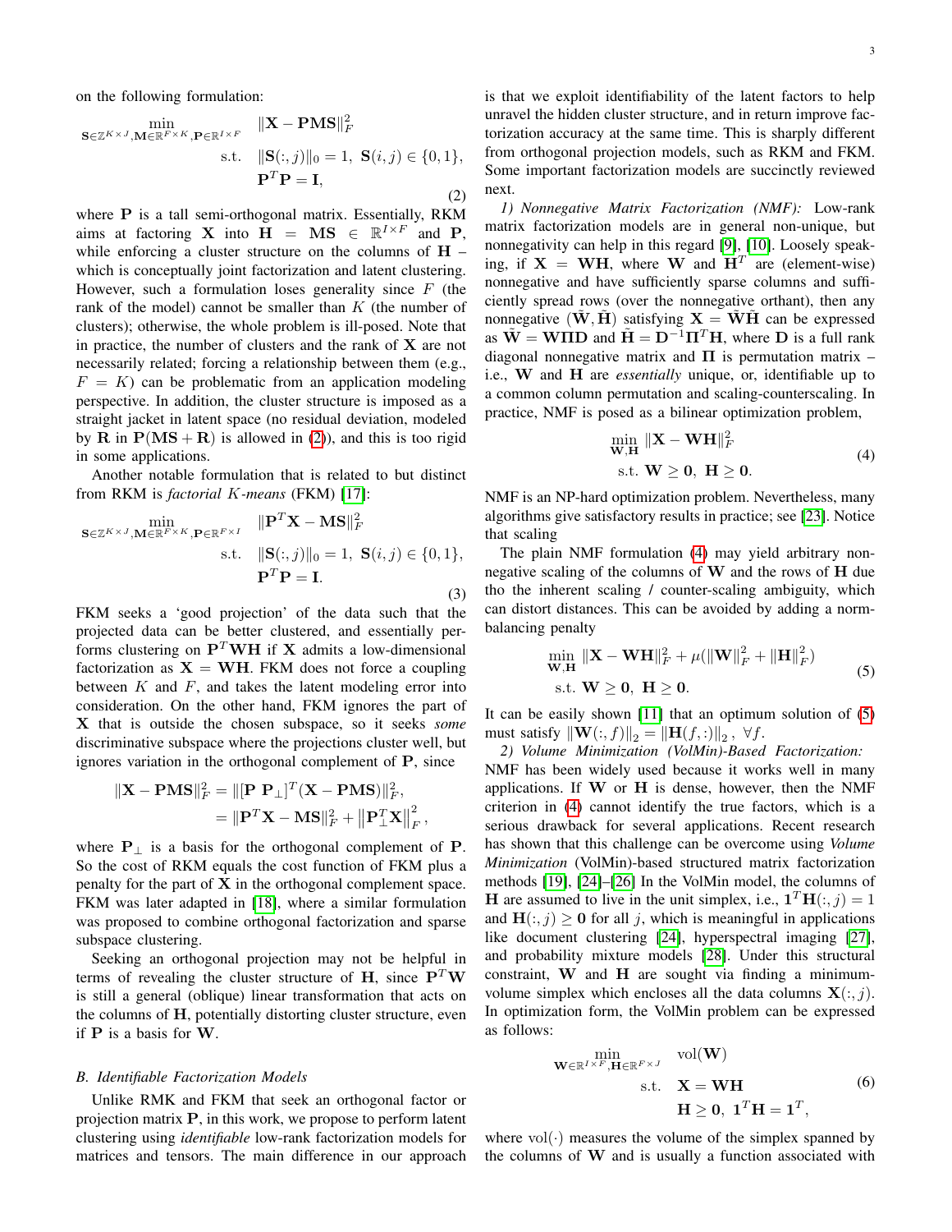on the following formulation:

$$
\begin{aligned}
\min_{\mathbf{S}\in\mathbb{Z}^{K\times J},\mathbf{M}\in\mathbb{R}^{F\times K},\mathbf{P}\in\mathbb{R}^{I\times F}} \quad & \|\mathbf{X}-\mathbf{PMS}\|_F^2 \\
\text{s.t.} \quad & \|\mathbf{S}(:,j)\|_0 = 1,\ \mathbf{S}(i,j)\in\{0,1\}, \\
& \mathbf{P}^T\mathbf{P} = \mathbf{I},
\end{aligned} \tag{2}
$$

where $\mathbf{P}$ is a tall semi-orthogonal matrix. Essentially, RKM aims at factoring $\mathbf{X}$ into $\mathbf{H} = \mathbf{MS} \in \mathbb{R}^{I\times F}$ and $\mathbf{P}$, while enforcing a cluster structure on the columns of $\mathbf{H}$ – which is conceptually joint factorization and latent clustering. However, such a formulation loses generality since $F$ (the rank of the model) cannot be smaller than $K$ (the number of clusters); otherwise, the whole problem is ill-posed. Note that in practice, the number of clusters and the rank of $\mathbf{X}$ are not necessarily related; forcing a relationship between them (e.g., $F = K$) can be problematic from an application modeling perspective. In addition, the cluster structure is imposed as a straight jacket in latent space (no residual deviation, modeled by $\mathbf{R}$ in $\mathbf{P}(\mathbf{MS}+\mathbf{R})$ is allowed in (2)), and this is too rigid in some applications.

Another notable formulation that is related to but distinct from RKM is *factorial K-means* (FKM) [17]:

$$
\begin{aligned}
\min_{\mathbf{S}\in\mathbb{Z}^{K\times J},\mathbf{M}\in\mathbb{R}^{F\times K},\mathbf{P}\in\mathbb{R}^{F\times I}} \quad & \|\mathbf{P}^T\mathbf{X}-\mathbf{MS}\|_F^2 \\
\text{s.t.} \quad & \|\mathbf{S}(:,j)\|_0 = 1,\ \mathbf{S}(i,j)\in\{0,1\}, \\
& \mathbf{P}^T\mathbf{P} = \mathbf{I}.
\end{aligned} \tag{3}
$$

FKM seeks a 'good projection' of the data such that the projected data can be better clustered, and essentially performs clustering on $\mathbf{P}^T\mathbf{WH}$ if $\mathbf{X}$ admits a low-dimensional factorization as $\mathbf{X} = \mathbf{WH}$. FKM does not force a coupling between $K$ and $F$, and takes the latent modeling error into consideration. On the other hand, FKM ignores the part of $\mathbf{X}$ that is outside the chosen subspace, so it seeks *some* discriminative subspace where the projections cluster well, but ignores variation in the orthogonal complement of $\mathbf{P}$, since

$$
\begin{aligned}
\|\mathbf{X}-\mathbf{PMS}\|_F^2 &= \|[\mathbf{P}\ \mathbf{P}_\perp]^T(\mathbf{X}-\mathbf{PMS})\|_F^2, \\
&= \|\mathbf{P}^T\mathbf{X}-\mathbf{MS}\|_F^2 + \left\|\mathbf{P}_\perp^T\mathbf{X}\right\|_F^2,
\end{aligned}
$$

where $\mathbf{P}_\perp$ is a basis for the orthogonal complement of $\mathbf{P}$. So the cost of RKM equals the cost function of FKM plus a penalty for the part of $\mathbf{X}$ in the orthogonal complement space. FKM was later adapted in [18], where a similar formulation was proposed to combine orthogonal factorization and sparse subspace clustering.

Seeking an orthogonal projection may not be helpful in terms of revealing the cluster structure of $\mathbf{H}$, since $\mathbf{P}^T\mathbf{W}$ is still a general (oblique) linear transformation that acts on the columns of $\mathbf{H}$, potentially distorting cluster structure, even if $\mathbf{P}$ is a basis for $\mathbf{W}$.

### B. Identifiable Factorization Models

Unlike RMK and FKM that seek an orthogonal factor or projection matrix $\mathbf{P}$, in this work, we propose to perform latent clustering using *identifiable* low-rank factorization models for matrices and tensors. The main difference in our approach is that we exploit identifiability of the latent factors to help unravel the hidden cluster structure, and in return improve factorization accuracy at the same time. This is sharply different from orthogonal projection models, such as RKM and FKM. Some important factorization models are succinctly reviewed next.

*1) Nonnegative Matrix Factorization (NMF):* Low-rank matrix factorization models are in general non-unique, but nonnegativity can help in this regard [9], [10]. Loosely speaking, if $\mathbf{X} = \mathbf{WH}$, where $\mathbf{W}$ and $\mathbf{H}^T$ are (element-wise) nonnegative and have sufficiently sparse columns and sufficiently spread rows (over the nonnegative orthant), then any nonnegative $(\tilde{\mathbf{W}},\tilde{\mathbf{H}})$ satisfying $\mathbf{X} = \tilde{\mathbf{W}}\tilde{\mathbf{H}}$ can be expressed as $\tilde{\mathbf{W}} = \mathbf{W\Pi D}$ and $\tilde{\mathbf{H}} = \mathbf{D}^{-1}\mathbf{\Pi}^T\mathbf{H}$, where $\mathbf{D}$ is a full rank diagonal nonnegative matrix and $\mathbf{\Pi}$ is permutation matrix – i.e., $\mathbf{W}$ and $\mathbf{H}$ are *essentially* unique, or, identifiable up to a common column permutation and scaling-counterscaling. In practice, NMF is posed as a bilinear optimization problem,

$$
\begin{aligned}
\min_{\mathbf{W},\mathbf{H}}\ & \|\mathbf{X}-\mathbf{WH}\|_F^2 \\
\text{s.t.}\ & \mathbf{W}\geq\mathbf{0},\ \mathbf{H}\geq\mathbf{0}.
\end{aligned} \tag{4}
$$

NMF is an NP-hard optimization problem. Nevertheless, many algorithms give satisfactory results in practice; see [23]. Notice that scaling

The plain NMF formulation (4) may yield arbitrary nonnegative scaling of the columns of $\mathbf{W}$ and the rows of $\mathbf{H}$ due tho the inherent scaling / counter-scaling ambiguity, which can distort distances. This can be avoided by adding a norm-balancing penalty

$$
\begin{aligned}
\min_{\mathbf{W},\mathbf{H}}\ & \|\mathbf{X}-\mathbf{WH}\|_F^2 + \mu(\|\mathbf{W}\|_F^2 + \|\mathbf{H}\|_F^2) \\
\text{s.t.}\ & \mathbf{W}\geq\mathbf{0},\ \mathbf{H}\geq\mathbf{0}.
\end{aligned} \tag{5}
$$

It can be easily shown [11] that an optimum solution of (5) must satisfy $\|\mathbf{W}(:,f)\|_2 = \|\mathbf{H}(f,:)\|_2,\ \forall f$.

*2) Volume Minimization (VolMin)-Based Factorization:* NMF has been widely used because it works well in many applications. If $\mathbf{W}$ or $\mathbf{H}$ is dense, however, then the NMF criterion in (4) cannot identify the true factors, which is a serious drawback for several applications. Recent research has shown that this challenge can be overcome using *Volume Minimization* (VolMin)-based structured matrix factorization methods [19], [24]–[26] In the VolMin model, the columns of $\mathbf{H}$ are assumed to live in the unit simplex, i.e., $\mathbf{1}^T\mathbf{H}(:,j) = 1$ and $\mathbf{H}(:,j)\geq\mathbf{0}$ for all $j$, which is meaningful in applications like document clustering [24], hyperspectral imaging [27], and probability mixture models [28]. Under this structural constraint, $\mathbf{W}$ and $\mathbf{H}$ are sought via finding a minimum-volume simplex which encloses all the data columns $\mathbf{X}(:,j)$. In optimization form, the VolMin problem can be expressed as follows:

$$
\begin{aligned}
\min_{\mathbf{W}\in\mathbb{R}^{I\times F},\mathbf{H}\in\mathbb{R}^{F\times J}} \quad & \text{vol}(\mathbf{W}) \\
\text{s.t.} \quad & \mathbf{X} = \mathbf{WH} \\
& \mathbf{H}\geq\mathbf{0},\ \mathbf{1}^T\mathbf{H} = \mathbf{1}^T,
\end{aligned} \tag{6}
$$

where $\text{vol}(\cdot)$ measures the volume of the simplex spanned by the columns of $\mathbf{W}$ and is usually a function associated with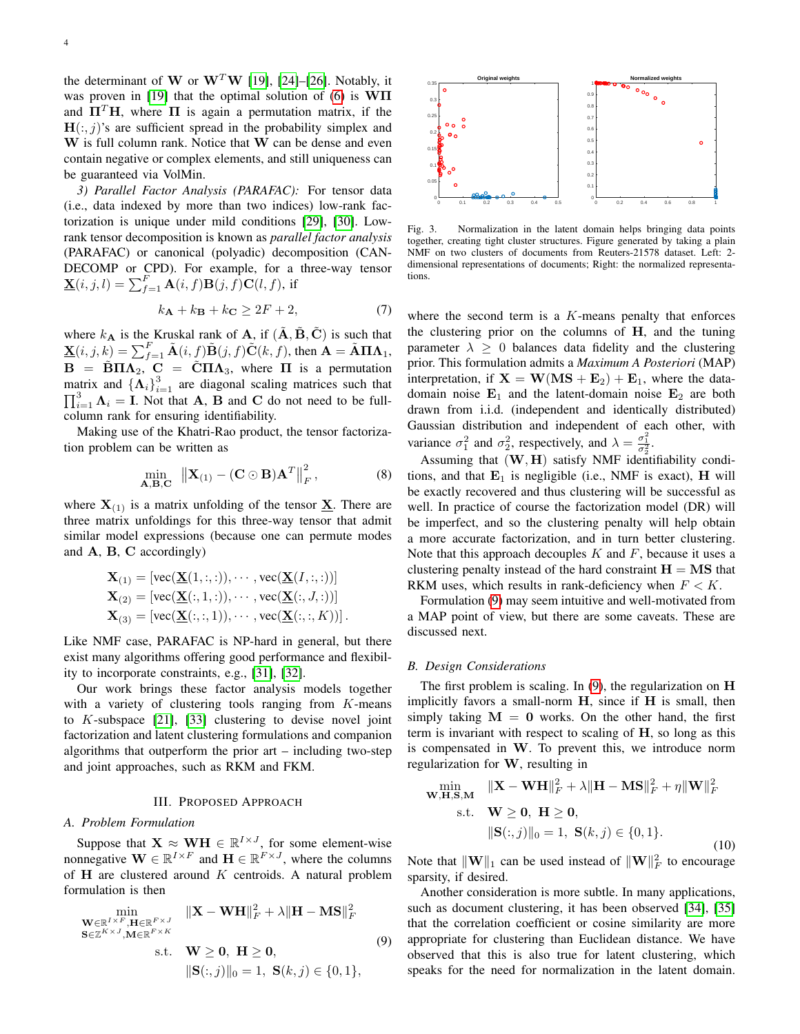the determinant of $\mathbf{W}$ or $\mathbf{W}^T\mathbf{W}$ [19], [24]–[26]. Notably, it was proven in [19] that the optimal solution of (6) is $\mathbf{W\Pi}$ and $\mathbf{\Pi}^T\mathbf{H}$, where $\mathbf{\Pi}$ is again a permutation matrix, if the $\mathbf{H}(:,j)$'s are sufficient spread in the probability simplex and $\mathbf{W}$ is full column rank. Notice that $\mathbf{W}$ can be dense and even contain negative or complex elements, and still uniqueness can be guaranteed via VolMin.

*3) Parallel Factor Analysis (PARAFAC):* For tensor data (i.e., data indexed by more than two indices) low-rank factorization is unique under mild conditions [29], [30]. Low-rank tensor decomposition is known as *parallel factor analysis* (PARAFAC) or canonical (polyadic) decomposition (CANDECOMP or CPD). For example, for a three-way tensor $\underline{\mathbf{X}}(i,j,l) = \sum_{f=1}^{F} \mathbf{A}(i,f)\mathbf{B}(j,f)\mathbf{C}(l,f)$, if

$$k_{\mathbf{A}} + k_{\mathbf{B}} + k_{\mathbf{C}} \geq 2F + 2, \tag{7}$$

where $k_{\mathbf{A}}$ is the Kruskal rank of $\mathbf{A}$, if $(\tilde{\mathbf{A}}, \tilde{\mathbf{B}}, \tilde{\mathbf{C}})$ is such that $\underline{\mathbf{X}}(i,j,k) = \sum_{f=1}^{F} \tilde{\mathbf{A}}(i,f)\tilde{\mathbf{B}}(j,f)\tilde{\mathbf{C}}(k,f)$, then $\mathbf{A} = \tilde{\mathbf{A}}\mathbf{\Pi}\mathbf{\Lambda}_1$, $\mathbf{B} = \tilde{\mathbf{B}}\mathbf{\Pi}\mathbf{\Lambda}_2$, $\mathbf{C} = \tilde{\mathbf{C}}\mathbf{\Pi}\mathbf{\Lambda}_3$, where $\mathbf{\Pi}$ is a permutation matrix and $\{\mathbf{\Lambda}_i\}_{i=1}^3$ are diagonal scaling matrices such that $\prod_{i=1}^3 \mathbf{\Lambda}_i = \mathbf{I}$. Not that $\mathbf{A}$, $\mathbf{B}$ and $\mathbf{C}$ do not need to be full-column rank for ensuring identifiability.

Making use of the Khatri-Rao product, the tensor factorization problem can be written as

$$\min_{\mathbf{A},\mathbf{B},\mathbf{C}} \left\| \mathbf{X}_{(1)} - (\mathbf{C} \odot \mathbf{B})\mathbf{A}^T \right\|_F^2, \tag{8}$$

where $\mathbf{X}_{(1)}$ is a matrix unfolding of the tensor $\underline{\mathbf{X}}$. There are three matrix unfoldings for this three-way tensor that admit similar model expressions (because one can permute modes and $\mathbf{A}$, $\mathbf{B}$, $\mathbf{C}$ accordingly)

$$\begin{aligned}
\mathbf{X}_{(1)} &= [\mathrm{vec}(\underline{\mathbf{X}}(1,:,:)), \cdots, \mathrm{vec}(\underline{\mathbf{X}}(I,:,:))] \\
\mathbf{X}_{(2)} &= [\mathrm{vec}(\underline{\mathbf{X}}(:,1,:)), \cdots, \mathrm{vec}(\underline{\mathbf{X}}(:,J,:))] \\
\mathbf{X}_{(3)} &= [\mathrm{vec}(\underline{\mathbf{X}}(:,:,1)), \cdots, \mathrm{vec}(\underline{\mathbf{X}}(:,:,K))].
\end{aligned}$$

Like NMF case, PARAFAC is NP-hard in general, but there exist many algorithms offering good performance and flexibility to incorporate constraints, e.g., [31], [32].

Our work brings these factor analysis models together with a variety of clustering tools ranging from $K$-means to $K$-subspace [21], [33] clustering to devise novel joint factorization and latent clustering formulations and companion algorithms that outperform the prior art – including two-step and joint approaches, such as RKM and FKM.

## III. Proposed Approach

### A. Problem Formulation

Suppose that $\mathbf{X} \approx \mathbf{WH} \in \mathbb{R}^{I \times J}$, for some element-wise nonnegative $\mathbf{W} \in \mathbb{R}^{I \times F}$ and $\mathbf{H} \in \mathbb{R}^{F \times J}$, where the columns of $\mathbf{H}$ are clustered around $K$ centroids. A natural problem formulation is then

$$\begin{aligned}
\min_{\substack{\mathbf{W}\in\mathbb{R}^{I\times F}, \mathbf{H}\in\mathbb{R}^{F\times J} \\ \mathbf{S}\in\mathbb{Z}^{K\times J}, \mathbf{M}\in\mathbb{R}^{F\times K}}} \quad & \|\mathbf{X} - \mathbf{WH}\|_F^2 + \lambda\|\mathbf{H} - \mathbf{MS}\|_F^2 \\
\text{s.t.} \quad & \mathbf{W} \geq \mathbf{0},\ \mathbf{H} \geq \mathbf{0}, \\
& \|\mathbf{S}(:,j)\|_0 = 1,\ \mathbf{S}(k,j) \in \{0,1\},
\end{aligned} \tag{9}$$

Fig. 3. Normalization in the latent domain helps bringing data points together, creating tight cluster structures. Figure generated by taking a plain NMF on two clusters of documents from Reuters-21578 dataset. Left: 2-dimensional representations of documents; Right: the normalized representations.

where the second term is a $K$-means penalty that enforces the clustering prior on the columns of $\mathbf{H}$, and the tuning parameter $\lambda \geq 0$ balances data fidelity and the clustering prior. This formulation admits a *Maximum A Posteriori* (MAP) interpretation, if $\mathbf{X} = \mathbf{W}(\mathbf{MS} + \mathbf{E}_2) + \mathbf{E}_1$, where the data-domain noise $\mathbf{E}_1$ and the latent-domain noise $\mathbf{E}_2$ are both drawn from i.i.d. (independent and identically distributed) Gaussian distribution and independent of each other, with variance $\sigma_1^2$ and $\sigma_2^2$, respectively, and $\lambda = \frac{\sigma_1^2}{\sigma_2^2}$.

Assuming that $(\mathbf{W}, \mathbf{H})$ satisfy NMF identifiability conditions, and that $\mathbf{E}_1$ is negligible (i.e., NMF is exact), $\mathbf{H}$ will be exactly recovered and thus clustering will be successful as well. In practice of course the factorization model (DR) will be imperfect, and so the clustering penalty will help obtain a more accurate factorization, and in turn better clustering. Note that this approach decouples $K$ and $F$, because it uses a clustering penalty instead of the hard constraint $\mathbf{H} = \mathbf{MS}$ that RKM uses, which results in rank-deficiency when $F < K$.

Formulation (9) may seem intuitive and well-motivated from a MAP point of view, but there are some caveats. These are discussed next.

### B. Design Considerations

The first problem is scaling. In (9), the regularization on $\mathbf{H}$ implicitly favors a small-norm $\mathbf{H}$, since if $\mathbf{H}$ is small, then simply taking $\mathbf{M} = \mathbf{0}$ works. On the other hand, the first term is invariant with respect to scaling of $\mathbf{H}$, so long as this is compensated in $\mathbf{W}$. To prevent this, we introduce norm regularization for $\mathbf{W}$, resulting in

$$\begin{aligned}
\min_{\mathbf{W},\mathbf{H},\mathbf{S},\mathbf{M}} \quad & \|\mathbf{X} - \mathbf{WH}\|_F^2 + \lambda\|\mathbf{H} - \mathbf{MS}\|_F^2 + \eta\|\mathbf{W}\|_F^2 \\
\text{s.t.} \quad & \mathbf{W} \geq \mathbf{0},\ \mathbf{H} \geq \mathbf{0}, \\
& \|\mathbf{S}(:,j)\|_0 = 1,\ \mathbf{S}(k,j) \in \{0,1\}.
\end{aligned} \tag{10}$$

Note that $\|\mathbf{W}\|_1$ can be used instead of $\|\mathbf{W}\|_F^2$ to encourage sparsity, if desired.

Another consideration is more subtle. In many applications, such as document clustering, it has been observed [34], [35] that the correlation coefficient or cosine similarity are more appropriate for clustering than Euclidean distance. We have observed that this is also true for latent clustering, which speaks for the need for normalization in the latent domain.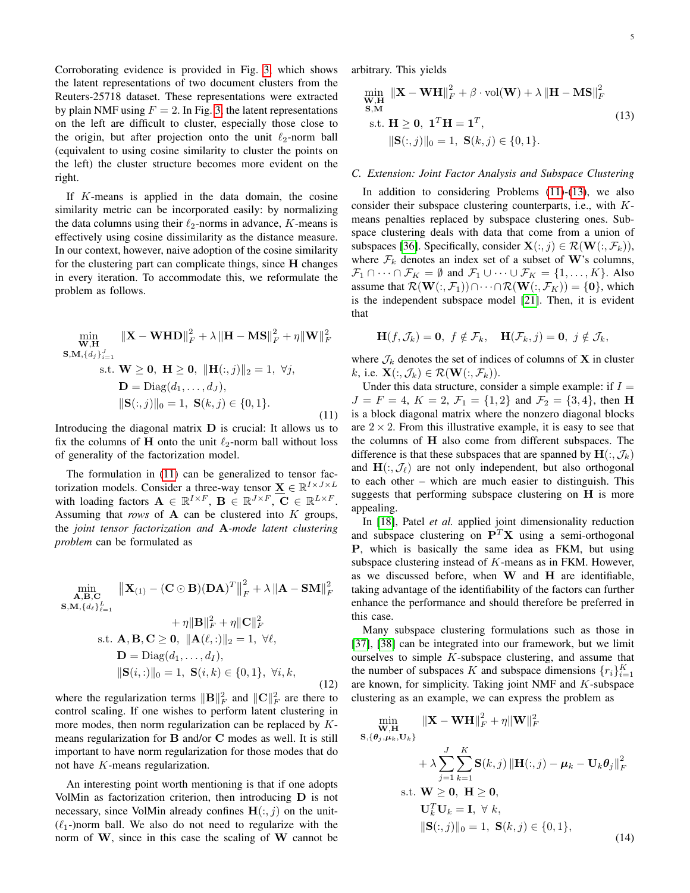Corroborating evidence is provided in Fig. 3, which shows the latent representations of two document clusters from the Reuters-25718 dataset. These representations were extracted by plain NMF using $F = 2$. In Fig. 3, the latent representations on the left are difficult to cluster, especially those close to the origin, but after projection onto the unit $\ell_2$-norm ball (equivalent to using cosine similarity to cluster the points on the left) the cluster structure becomes more evident on the right.

If $K$-means is applied in the data domain, the cosine similarity metric can be incorporated easily: by normalizing the data columns using their $\ell_2$-norms in advance, $K$-means is effectively using cosine dissimilarity as the distance measure. In our context, however, naive adoption of the cosine similarity for the clustering part can complicate things, since $\mathbf{H}$ changes in every iteration. To accommodate this, we reformulate the problem as follows.

$$
\begin{aligned}
\min_{\substack{\mathbf{W},\mathbf{H}\\ \mathbf{S},\mathbf{M},\{d_j\}_{i=1}^J}} \quad & \|\mathbf{X} - \mathbf{WHD}\|_F^2 + \lambda \|\mathbf{H} - \mathbf{MS}\|_F^2 + \eta \|\mathbf{W}\|_F^2 \\
\text{s.t.} \quad & \mathbf{W} \geq \mathbf{0},\ \mathbf{H} \geq \mathbf{0},\ \|\mathbf{H}(:,j)\|_2 = 1,\ \forall j, \\
& \mathbf{D} = \text{Diag}(d_1, \ldots, d_J), \\
& \|\mathbf{S}(:,j)\|_0 = 1,\ \mathbf{S}(k,j) \in \{0,1\}.
\end{aligned} \tag{11}
$$

Introducing the diagonal matrix $\mathbf{D}$ is crucial: It allows us to fix the columns of $\mathbf{H}$ onto the unit $\ell_2$-norm ball without loss of generality of the factorization model.

The formulation in (11) can be generalized to tensor factorization models. Consider a three-way tensor $\underline{\mathbf{X}} \in \mathbb{R}^{I \times J \times L}$ with loading factors $\mathbf{A} \in \mathbb{R}^{I \times F}$, $\mathbf{B} \in \mathbb{R}^{J \times F}$, $\mathbf{C} \in \mathbb{R}^{L \times F}$. Assuming that *rows* of $\mathbf{A}$ can be clustered into $K$ groups, the *joint tensor factorization and* $\mathbf{A}$*-mode latent clustering problem* can be formulated as

$$
\begin{aligned}
\min_{\substack{\mathbf{A},\mathbf{B},\mathbf{C}\\ \mathbf{S},\mathbf{M},\{d_\ell\}_{\ell=1}^L}} \quad & \left\|\mathbf{X}_{(1)} - (\mathbf{C} \odot \mathbf{B})(\mathbf{DA})^T\right\|_F^2 + \lambda \|\mathbf{A} - \mathbf{SM}\|_F^2 \\
& + \eta \|\mathbf{B}\|_F^2 + \eta \|\mathbf{C}\|_F^2 \\
\text{s.t.} \quad & \mathbf{A},\mathbf{B},\mathbf{C} \geq \mathbf{0},\ \|\mathbf{A}(\ell,:)\|_2 = 1,\ \forall \ell, \\
& \mathbf{D} = \text{Diag}(d_1, \ldots, d_I), \\
& \|\mathbf{S}(i,:)\|_0 = 1,\ \mathbf{S}(i,k) \in \{0,1\},\ \forall i,k,
\end{aligned} \tag{12}
$$

where the regularization terms $\|\mathbf{B}\|_F^2$ and $\|\mathbf{C}\|_F^2$ are there to control scaling. If one wishes to perform latent clustering in more modes, then norm regularization can be replaced by $K$-means regularization for $\mathbf{B}$ and/or $\mathbf{C}$ modes as well. It is still important to have norm regularization for those modes that do not have $K$-means regularization.

An interesting point worth mentioning is that if one adopts VolMin as factorization criterion, then introducing $\mathbf{D}$ is not necessary, since VolMin already confines $\mathbf{H}(:,j)$ on the unit-($\ell_1$-)norm ball. We also do not need to regularize with the norm of $\mathbf{W}$, since in this case the scaling of $\mathbf{W}$ cannot be arbitrary. This yields

$$
\begin{aligned}
\min_{\substack{\mathbf{W},\mathbf{H}\\ \mathbf{S},\mathbf{M}}} \quad & \|\mathbf{X} - \mathbf{WH}\|_F^2 + \beta \cdot \text{vol}(\mathbf{W}) + \lambda \|\mathbf{H} - \mathbf{MS}\|_F^2 \\
\text{s.t.} \quad & \mathbf{H} \geq \mathbf{0},\ \mathbf{1}^T\mathbf{H} = \mathbf{1}^T, \\
& \|\mathbf{S}(:,j)\|_0 = 1,\ \mathbf{S}(k,j) \in \{0,1\}.
\end{aligned} \tag{13}
$$

### C. Extension: Joint Factor Analysis and Subspace Clustering

In addition to considering Problems (11)-(13), we also consider their subspace clustering counterparts, i.e., with $K$-means penalties replaced by subspace clustering ones. Subspace clustering deals with data that come from a union of subspaces [36]. Specifically, consider $\mathbf{X}(:,j) \in \mathcal{R}(\mathbf{W}(:,\mathcal{F}_k))$, where $\mathcal{F}_k$ denotes an index set of a subset of $\mathbf{W}$'s columns, $\mathcal{F}_1 \cap \cdots \cap \mathcal{F}_K = \emptyset$ and $\mathcal{F}_1 \cup \cdots \cup \mathcal{F}_K = \{1, \ldots, K\}$. Also assume that $\mathcal{R}(\mathbf{W}(:,\mathcal{F}_1)) \cap \cdots \cap \mathcal{R}(\mathbf{W}(:,\mathcal{F}_K)) = \{\mathbf{0}\}$, which is the independent subspace model [21]. Then, it is evident that

$$
\mathbf{H}(f,\mathcal{J}_k) = \mathbf{0},\ f \notin \mathcal{F}_k, \quad \mathbf{H}(\mathcal{F}_k,j) = \mathbf{0},\ j \notin \mathcal{J}_k,
$$

where $\mathcal{J}_k$ denotes the set of indices of columns of $\mathbf{X}$ in cluster $k$, i.e. $\mathbf{X}(:,\mathcal{J}_k) \in \mathcal{R}(\mathbf{W}(:,\mathcal{F}_k))$.

Under this data structure, consider a simple example: if $I = J = F = 4$, $K = 2$, $\mathcal{F}_1 = \{1,2\}$ and $\mathcal{F}_2 = \{3,4\}$, then $\mathbf{H}$ is a block diagonal matrix where the nonzero diagonal blocks are $2 \times 2$. From this illustrative example, it is easy to see that the columns of $\mathbf{H}$ also come from different subspaces. The difference is that these subspaces that are spanned by $\mathbf{H}(:,\mathcal{J}_k)$ and $\mathbf{H}(:,\mathcal{J}_\ell)$ are not only independent, but also orthogonal to each other – which are much easier to distinguish. This suggests that performing subspace clustering on $\mathbf{H}$ is more appealing.

In [18], Patel *et al.* applied joint dimensionality reduction and subspace clustering on $\mathbf{P}^T\mathbf{X}$ using a semi-orthogonal $\mathbf{P}$, which is basically the same idea as FKM, but using subspace clustering instead of $K$-means as in FKM. However, as we discussed before, when $\mathbf{W}$ and $\mathbf{H}$ are identifiable, taking advantage of the identifiability of the factors can further enhance the performance and should therefore be preferred in this case.

Many subspace clustering formulations such as those in [37], [38] can be integrated into our framework, but we limit ourselves to simple $K$-subspace clustering, and assume that the number of subspaces $K$ and subspace dimensions $\{r_i\}_{i=1}^K$ are known, for simplicity. Taking joint NMF and $K$-subspace clustering as an example, we can express the problem as

$$
\begin{aligned}
\min_{\substack{\mathbf{W},\mathbf{H}\\ \mathbf{S},\{\boldsymbol{\theta}_j,\boldsymbol{\mu}_k,\mathbf{U}_k\}}} \quad & \|\mathbf{X} - \mathbf{WH}\|_F^2 + \eta \|\mathbf{W}\|_F^2 \\
& + \lambda \sum_{j=1}^J \sum_{k=1}^K \mathbf{S}(k,j) \left\|\mathbf{H}(:,j) - \boldsymbol{\mu}_k - \mathbf{U}_k \boldsymbol{\theta}_j\right\|_F^2 \\
\text{s.t.} \quad & \mathbf{W} \geq \mathbf{0},\ \mathbf{H} \geq \mathbf{0}, \\
& \mathbf{U}_k^T \mathbf{U}_k = \mathbf{I},\ \forall\, k, \\
& \|\mathbf{S}(:,j)\|_0 = 1,\ \mathbf{S}(k,j) \in \{0,1\},
\end{aligned} \tag{14}
$$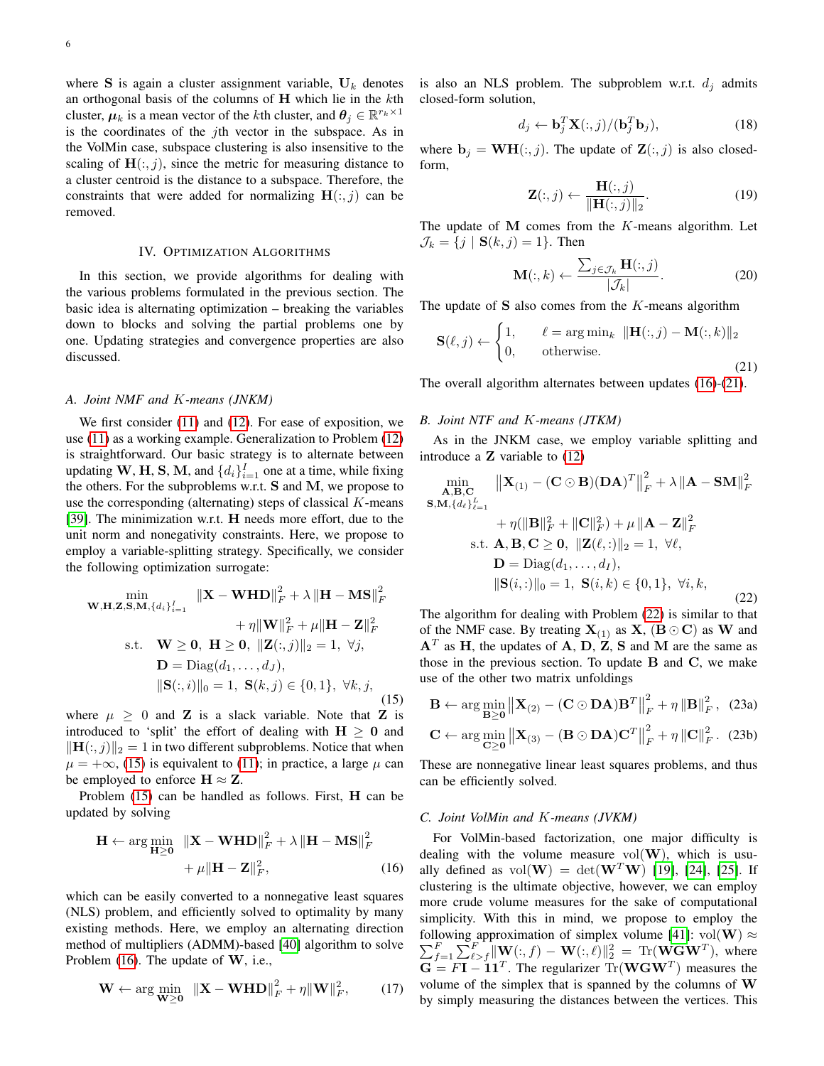where $\mathbf{S}$ is again a cluster assignment variable, $\mathbf{U}_k$ denotes an orthogonal basis of the columns of $\mathbf{H}$ which lie in the $k$th cluster, $\boldsymbol{\mu}_k$ is a mean vector of the $k$th cluster, and $\boldsymbol{\theta}_j \in \mathbb{R}^{r_k \times 1}$ is the coordinates of the $j$th vector in the subspace. As in the VolMin case, subspace clustering is also insensitive to the scaling of $\mathbf{H}(:,j)$, since the metric for measuring distance to a cluster centroid is the distance to a subspace. Therefore, the constraints that were added for normalizing $\mathbf{H}(:,j)$ can be removed.

## IV. Optimization Algorithms

In this section, we provide algorithms for dealing with the various problems formulated in the previous section. The basic idea is alternating optimization – breaking the variables down to blocks and solving the partial problems one by one. Updating strategies and convergence properties are also discussed.

### A. Joint NMF and $K$-means (JNKM)

We first consider (11) and (12). For ease of exposition, we use (11) as a working example. Generalization to Problem (12) is straightforward. Our basic strategy is to alternate between updating $\mathbf{W}$, $\mathbf{H}$, $\mathbf{S}$, $\mathbf{M}$, and $\{d_i\}_{i=1}^I$ one at a time, while fixing the others. For the subproblems w.r.t. $\mathbf{S}$ and $\mathbf{M}$, we propose to use the corresponding (alternating) steps of classical $K$-means [39]. The minimization w.r.t. $\mathbf{H}$ needs more effort, due to the unit norm and nonegativity constraints. Here, we propose to employ a variable-splitting strategy. Specifically, we consider the following optimization surrogate:

$$
\begin{aligned}
\min_{\mathbf{W},\mathbf{H},\mathbf{Z},\mathbf{S},\mathbf{M},\{d_i\}_{i=1}^I} \quad & \|\mathbf{X}-\mathbf{WHD}\|_F^2 + \lambda\|\mathbf{H}-\mathbf{MS}\|_F^2 \\
& + \eta\|\mathbf{W}\|_F^2 + \mu\|\mathbf{H}-\mathbf{Z}\|_F^2 \\
\text{s.t.} \quad & \mathbf{W}\geq \mathbf{0},\ \mathbf{H}\geq \mathbf{0},\ \|\mathbf{Z}(:,j)\|_2 = 1,\ \forall j, \\
& \mathbf{D} = \mathrm{Diag}(d_1,\ldots,d_J), \\
& \|\mathbf{S}(:,i)\|_0 = 1,\ \mathbf{S}(k,j)\in\{0,1\},\ \forall k,j,
\end{aligned} \tag{15}
$$

where $\mu \geq 0$ and $\mathbf{Z}$ is a slack variable. Note that $\mathbf{Z}$ is introduced to 'split' the effort of dealing with $\mathbf{H}\geq\mathbf{0}$ and $\|\mathbf{H}(:,j)\|_2 = 1$ in two different subproblems. Notice that when $\mu = +\infty$, (15) is equivalent to (11); in practice, a large $\mu$ can be employed to enforce $\mathbf{H}\approx\mathbf{Z}$.

Problem (15) can be handled as follows. First, $\mathbf{H}$ can be updated by solving

$$
\begin{aligned}
\mathbf{H} \leftarrow \arg\min_{\mathbf{H}\geq\mathbf{0}} \quad & \|\mathbf{X}-\mathbf{WHD}\|_F^2 + \lambda\|\mathbf{H}-\mathbf{MS}\|_F^2 \\
& + \mu\|\mathbf{H}-\mathbf{Z}\|_F^2,
\end{aligned} \tag{16}
$$

which can be easily converted to a nonnegative least squares (NLS) problem, and efficiently solved to optimality by many existing methods. Here, we employ an alternating direction method of multipliers (ADMM)-based [40] algorithm to solve Problem (16). The update of $\mathbf{W}$, i.e.,

$$
\mathbf{W} \leftarrow \arg\min_{\mathbf{W}\geq\mathbf{0}} \ \|\mathbf{X}-\mathbf{WHD}\|_F^2 + \eta\|\mathbf{W}\|_F^2, \tag{17}
$$

is also an NLS problem. The subproblem w.r.t. $d_j$ admits closed-form solution,

$$
d_j \leftarrow \mathbf{b}_j^T\mathbf{X}(:,j)/(\mathbf{b}_j^T\mathbf{b}_j), \tag{18}
$$

where $\mathbf{b}_j = \mathbf{WH}(:,j)$. The update of $\mathbf{Z}(:,j)$ is also closed-form,

$$
\mathbf{Z}(:,j) \leftarrow \frac{\mathbf{H}(:,j)}{\|\mathbf{H}(:,j)\|_2}. \tag{19}
$$

The update of $\mathbf{M}$ comes from the $K$-means algorithm. Let $\mathcal{J}_k = \{j \mid \mathbf{S}(k,j) = 1\}$. Then

$$
\mathbf{M}(:,k) \leftarrow \frac{\sum_{j\in\mathcal{J}_k}\mathbf{H}(:,j)}{|\mathcal{J}_k|}. \tag{20}
$$

The update of $\mathbf{S}$ also comes from the $K$-means algorithm

$$
\mathbf{S}(\ell,j) \leftarrow \begin{cases} 1, & \ell = \arg\min_k \ \|\mathbf{H}(:,j)-\mathbf{M}(:,k)\|_2 \\ 0, & \text{otherwise.} \end{cases} \tag{21}
$$

The overall algorithm alternates between updates (16)-(21).

### B. Joint NTF and $K$-means (JTKM)

As in the JNKM case, we employ variable splitting and introduce a $\mathbf{Z}$ variable to (12)

$$
\begin{aligned}
\min_{\substack{\mathbf{A},\mathbf{B},\mathbf{C} \\ \mathbf{S},\mathbf{M},\{d_\ell\}_{\ell=1}^L}} \quad & \left\|\mathbf{X}_{(1)} - (\mathbf{C}\odot\mathbf{B})(\mathbf{DA})^T\right\|_F^2 + \lambda\|\mathbf{A}-\mathbf{SM}\|_F^2 \\
& + \eta(\|\mathbf{B}\|_F^2 + \|\mathbf{C}\|_F^2) + \mu\|\mathbf{A}-\mathbf{Z}\|_F^2 \\
\text{s.t.} \quad & \mathbf{A},\mathbf{B},\mathbf{C}\geq\mathbf{0},\ \|\mathbf{Z}(\ell,:)\|_2 = 1,\ \forall \ell, \\
& \mathbf{D} = \mathrm{Diag}(d_1,\ldots,d_I), \\
& \|\mathbf{S}(i,:)\|_0 = 1,\ \mathbf{S}(i,k)\in\{0,1\},\ \forall i,k,
\end{aligned} \tag{22}
$$

The algorithm for dealing with Problem (22) is similar to that of the NMF case. By treating $\mathbf{X}_{(1)}$ as $\mathbf{X}$, $(\mathbf{B}\odot\mathbf{C})$ as $\mathbf{W}$ and $\mathbf{A}^T$ as $\mathbf{H}$, the updates of $\mathbf{A}$, $\mathbf{D}$, $\mathbf{Z}$, $\mathbf{S}$ and $\mathbf{M}$ are the same as those in the previous section. To update $\mathbf{B}$ and $\mathbf{C}$, we make use of the other two matrix unfoldings

$$
\mathbf{B} \leftarrow \arg\min_{\mathbf{B}\geq\mathbf{0}} \left\|\mathbf{X}_{(2)} - (\mathbf{C}\odot\mathbf{DA})\mathbf{B}^T\right\|_F^2 + \eta\|\mathbf{B}\|_F^2, \tag{23a}
$$

$$
\mathbf{C} \leftarrow \arg\min_{\mathbf{C}\geq\mathbf{0}} \left\|\mathbf{X}_{(3)} - (\mathbf{B}\odot\mathbf{DA})\mathbf{C}^T\right\|_F^2 + \eta\|\mathbf{C}\|_F^2. \tag{23b}
$$

These are nonnegative linear least squares problems, and thus can be efficiently solved.

### C. Joint VolMin and $K$-means (JVKM)

For VolMin-based factorization, one major difficulty is dealing with the volume measure $\mathrm{vol}(\mathbf{W})$, which is usually defined as $\mathrm{vol}(\mathbf{W}) = \det(\mathbf{W}^T\mathbf{W})$ [19], [24], [25]. If clustering is the ultimate objective, however, we can employ more crude volume measures for the sake of computational simplicity. With this in mind, we propose to employ the following approximation of simplex volume [41]: $\mathrm{vol}(\mathbf{W}) \approx \sum_{f=1}^F\sum_{\ell>f}^F\|\mathbf{W}(:,f)-\mathbf{W}(:,\ell)\|_2^2 = \mathrm{Tr}(\mathbf{WGW}^T)$, where $\mathbf{G} = F\mathbf{I} - \mathbf{1}\mathbf{1}^T$. The regularizer $\mathrm{Tr}(\mathbf{WGW}^T)$ measures the volume of the simplex that is spanned by the columns of $\mathbf{W}$ by simply measuring the distances between the vertices. This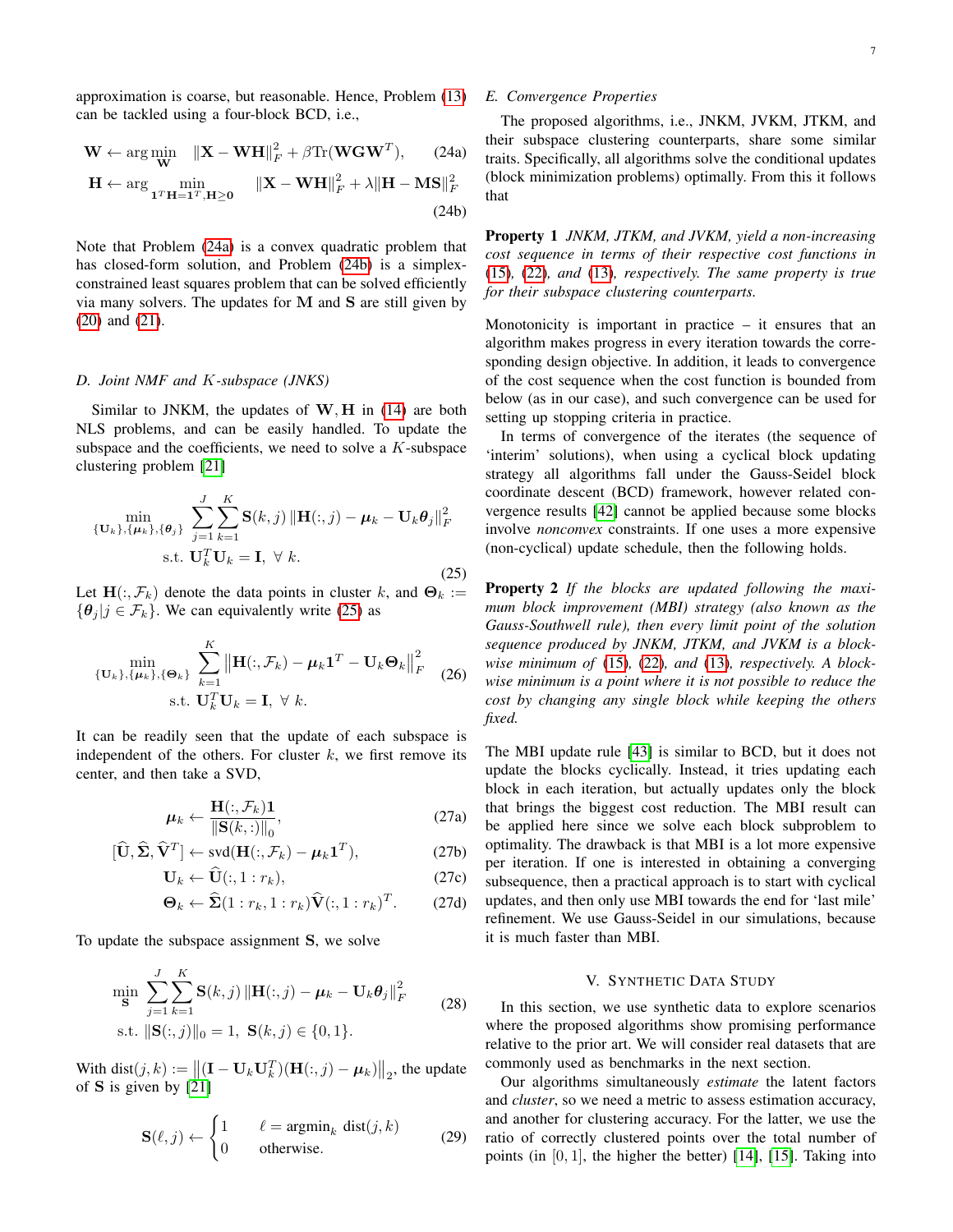approximation is coarse, but reasonable. Hence, Problem (13) can be tackled using a four-block BCD, i.e.,

$$\mathbf{W} \leftarrow \arg\min_{\mathbf{W}} \quad \|\mathbf{X} - \mathbf{W}\mathbf{H}\|_F^2 + \beta \mathrm{Tr}(\mathbf{W}\mathbf{G}\mathbf{W}^T), \tag{24a}$$

$$\mathbf{H} \leftarrow \arg\min_{\mathbf{1}^T\mathbf{H}=\mathbf{1}^T, \mathbf{H}\geq \mathbf{0}} \quad \|\mathbf{X} - \mathbf{W}\mathbf{H}\|_F^2 + \lambda \|\mathbf{H} - \mathbf{M}\mathbf{S}\|_F^2 \tag{24b}$$

Note that Problem (24a) is a convex quadratic problem that has closed-form solution, and Problem (24b) is a simplex-constrained least squares problem that can be solved efficiently via many solvers. The updates for $\mathbf{M}$ and $\mathbf{S}$ are still given by (20) and (21).

### D. Joint NMF and $K$-subspace (JNKS)

Similar to JNKM, the updates of $\mathbf{W}, \mathbf{H}$ in (14) are both NLS problems, and can be easily handled. To update the subspace and the coefficients, we need to solve a $K$-subspace clustering problem [21]

$$\begin{aligned} \min_{\{\mathbf{U}_k\},\{\boldsymbol{\mu}_k\},\{\boldsymbol{\theta}_j\}} \quad & \sum_{j=1}^{J}\sum_{k=1}^{K} \mathbf{S}(k,j) \left\|\mathbf{H}(:,j) - \boldsymbol{\mu}_k - \mathbf{U}_k\boldsymbol{\theta}_j\right\|_F^2 \\ \text{s.t.} \quad & \mathbf{U}_k^T\mathbf{U}_k = \mathbf{I}, \ \forall\, k. \end{aligned} \tag{25}$$

Let $\mathbf{H}(:,\mathcal{F}_k)$ denote the data points in cluster $k$, and $\boldsymbol{\Theta}_k := \{\boldsymbol{\theta}_j | j \in \mathcal{F}_k\}$. We can equivalently write (25) as

$$\begin{aligned} \min_{\{\mathbf{U}_k\},\{\boldsymbol{\mu}_k\},\{\boldsymbol{\Theta}_k\}} \quad & \sum_{k=1}^{K} \left\|\mathbf{H}(:,\mathcal{F}_k) - \boldsymbol{\mu}_k\mathbf{1}^T - \mathbf{U}_k\boldsymbol{\Theta}_k\right\|_F^2 \\ \text{s.t.} \quad & \mathbf{U}_k^T\mathbf{U}_k = \mathbf{I}, \ \forall\, k. \end{aligned} \tag{26}$$

It can be readily seen that the update of each subspace is independent of the others. For cluster $k$, we first remove its center, and then take a SVD,

$$\boldsymbol{\mu}_k \leftarrow \frac{\mathbf{H}(:,\mathcal{F}_k)\mathbf{1}}{\|\mathbf{S}(k,:)\|_0}, \tag{27a}$$

$$[\widehat{\mathbf{U}}, \widehat{\boldsymbol{\Sigma}}, \widehat{\mathbf{V}}^T] \leftarrow \mathrm{svd}(\mathbf{H}(:,\mathcal{F}_k) - \boldsymbol{\mu}_k\mathbf{1}^T), \tag{27b}$$

$$\mathbf{U}_k \leftarrow \widehat{\mathbf{U}}(:, 1:r_k), \tag{27c}$$

$$\boldsymbol{\Theta}_k \leftarrow \widehat{\boldsymbol{\Sigma}}(1:r_k, 1:r_k)\widehat{\mathbf{V}}(:, 1:r_k)^T. \tag{27d}$$

To update the subspace assignment $\mathbf{S}$, we solve

$$\begin{aligned} \min_{\mathbf{S}} \quad & \sum_{j=1}^{J}\sum_{k=1}^{K} \mathbf{S}(k,j) \left\|\mathbf{H}(:,j) - \boldsymbol{\mu}_k - \mathbf{U}_k\boldsymbol{\theta}_j\right\|_F^2 \\ \text{s.t.} \quad & \|\mathbf{S}(:,j)\|_0 = 1, \ \mathbf{S}(k,j) \in \{0,1\}. \end{aligned} \tag{28}$$

With $\mathrm{dist}(j,k) := \left\|(\mathbf{I} - \mathbf{U}_k\mathbf{U}_k^T)(\mathbf{H}(:,j) - \boldsymbol{\mu}_k)\right\|_2$, the update of $\mathbf{S}$ is given by [21]

$$\mathbf{S}(\ell,j) \leftarrow \begin{cases} 1 & \ell = \mathrm{argmin}_k \ \mathrm{dist}(j,k) \\ 0 & \text{otherwise.} \end{cases} \tag{29}$$

### E. Convergence Properties

The proposed algorithms, i.e., JNKM, JVKM, JTKM, and their subspace clustering counterparts, share some similar traits. Specifically, all algorithms solve the conditional updates (block minimization problems) optimally. From this it follows that

**Property 1** *JNKM, JTKM, and JVKM, yield a non-increasing cost sequence in terms of their respective cost functions in (15), (22), and (13), respectively. The same property is true for their subspace clustering counterparts.*

Monotonicity is important in practice – it ensures that an algorithm makes progress in every iteration towards the corresponding design objective. In addition, it leads to convergence of the cost sequence when the cost function is bounded from below (as in our case), and such convergence can be used for setting up stopping criteria in practice.

In terms of convergence of the iterates (the sequence of 'interim' solutions), when using a cyclical block updating strategy all algorithms fall under the Gauss-Seidel block coordinate descent (BCD) framework, however related convergence results [42] cannot be applied because some blocks involve *nonconvex* constraints. If one uses a more expensive (non-cyclical) update schedule, then the following holds.

**Property 2** *If the blocks are updated following the maximum block improvement (MBI) strategy (also known as the Gauss-Southwell rule), then every limit point of the solution sequence produced by JNKM, JTKM, and JVKM is a block-wise minimum of (15), (22), and (13), respectively. A block-wise minimum is a point where it is not possible to reduce the cost by changing any single block while keeping the others fixed.*

The MBI update rule [43] is similar to BCD, but it does not update the blocks cyclically. Instead, it tries updating each block in each iteration, but actually updates only the block that brings the biggest cost reduction. The MBI result can be applied here since we solve each block subproblem to optimality. The drawback is that MBI is a lot more expensive per iteration. If one is interested in obtaining a converging subsequence, then a practical approach is to start with cyclical updates, and then only use MBI towards the end for 'last mile' refinement. We use Gauss-Seidel in our simulations, because it is much faster than MBI.

## V. Synthetic Data Study

In this section, we use synthetic data to explore scenarios where the proposed algorithms show promising performance relative to the prior art. We will consider real datasets that are commonly used as benchmarks in the next section.

Our algorithms simultaneously *estimate* the latent factors and *cluster*, so we need a metric to assess estimation accuracy, and another for clustering accuracy. For the latter, we use the ratio of correctly clustered points over the total number of points (in $[0,1]$, the higher the better) [14], [15]. Taking into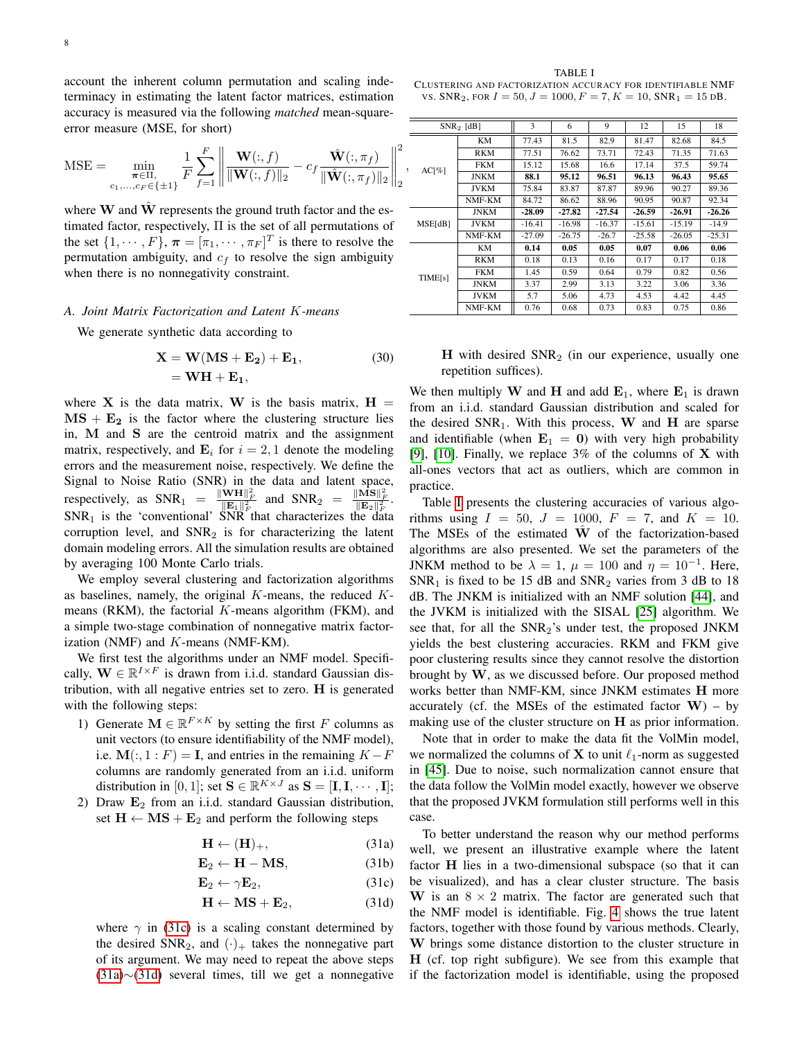account the inherent column permutation and scaling indeterminacy in estimating the latent factor matrices, estimation accuracy is measured via the following *matched* mean-square-error measure (MSE, for short)

$$\text{MSE} = \min_{\substack{\boldsymbol{\pi}\in\Pi,\\ c_1,\ldots,c_F\in\{\pm 1\}}} \frac{1}{F}\sum_{f=1}^{F}\left\| \frac{\mathbf{W}(:,f)}{\|\mathbf{W}(:,f)\|_2} - c_f\frac{\hat{\mathbf{W}}(:,\pi_f)}{\|\hat{\mathbf{W}}(:,\pi_f)\|_2}\right\|_2^2,$$

where $\mathbf{W}$ and $\hat{\mathbf{W}}$ represents the ground truth factor and the estimated factor, respectively, $\Pi$ is the set of all permutations of the set $\{1,\cdots,F\}$, $\boldsymbol{\pi} = [\pi_1,\cdots,\pi_F]^T$ is there to resolve the permutation ambiguity, and $c_f$ to resolve the sign ambiguity when there is no nonnegativity constraint.

### A. Joint Matrix Factorization and Latent $K$-means

We generate synthetic data according to

$$\begin{aligned}\mathbf{X} &= \mathbf{W}(\mathbf{M}\mathbf{S}+\mathbf{E_2})+\mathbf{E_1}, \\ &= \mathbf{W}\mathbf{H}+\mathbf{E_1},\end{aligned} \tag{30}$$

where $\mathbf{X}$ is the data matrix, $\mathbf{W}$ is the basis matrix, $\mathbf{H} = \mathbf{M}\mathbf{S}+\mathbf{E_2}$ is the factor where the clustering structure lies in, $\mathbf{M}$ and $\mathbf{S}$ are the centroid matrix and the assignment matrix, respectively, and $\mathbf{E}_i$ for $i=2,1$ denote the modeling errors and the measurement noise, respectively. We define the Signal to Noise Ratio (SNR) in the data and latent space, respectively, as $\text{SNR}_1 = \frac{\|\mathbf{W}\mathbf{H}\|_F^2}{\|\mathbf{E}_1\|_F^2}$ and $\text{SNR}_2 = \frac{\|\mathbf{M}\mathbf{S}\|_F^2}{\|\mathbf{E}_2\|_F^2}$. $\text{SNR}_1$ is the 'conventional' SNR that characterizes the data corruption level, and $\text{SNR}_2$ is for characterizing the latent domain modeling errors. All the simulation results are obtained by averaging 100 Monte Carlo trials.

We employ several clustering and factorization algorithms as baselines, namely, the original $K$-means, the reduced $K$-means (RKM), the factorial $K$-means algorithm (FKM), and a simple two-stage combination of nonnegative matrix factorization (NMF) and $K$-means (NMF-KM).

We first test the algorithms under an NMF model. Specifically, $\mathbf{W}\in\mathbb{R}^{I\times F}$ is drawn from i.i.d. standard Gaussian distribution, with all negative entries set to zero. $\mathbf{H}$ is generated with the following steps:

1) Generate $\mathbf{M}\in\mathbb{R}^{F\times K}$ by setting the first $F$ columns as unit vectors (to ensure identifiability of the NMF model), i.e. $\mathbf{M}(:,1:F)=\mathbf{I}$, and entries in the remaining $K-F$ columns are randomly generated from an i.i.d. uniform distribution in $[0,1]$; set $\mathbf{S}\in\mathbb{R}^{K\times J}$ as $\mathbf{S}=[\mathbf{I},\mathbf{I},\cdots,\mathbf{I}]$;
2) Draw $\mathbf{E}_2$ from an i.i.d. standard Gaussian distribution, set $\mathbf{H}\leftarrow\mathbf{M}\mathbf{S}+\mathbf{E}_2$ and perform the following steps

$$\mathbf{H}\leftarrow(\mathbf{H})_+, \tag{31a}$$
$$\mathbf{E}_2\leftarrow\mathbf{H}-\mathbf{M}\mathbf{S}, \tag{31b}$$
$$\mathbf{E}_2\leftarrow\gamma\mathbf{E}_2, \tag{31c}$$
$$\mathbf{H}\leftarrow\mathbf{M}\mathbf{S}+\mathbf{E}_2, \tag{31d}$$

where $\gamma$ in (31c) is a scaling constant determined by the desired $\text{SNR}_2$, and $(\cdot)_+$ takes the nonnegative part of its argument. We may need to repeat the above steps (31a)$\sim$(31d) several times, till we get a nonnegative $\mathbf{H}$ with desired $\text{SNR}_2$ (in our experience, usually one repetition suffices).

TABLE I
CLUSTERING AND FACTORIZATION ACCURACY FOR IDENTIFIABLE NMF VS. $\text{SNR}_2$, FOR $I=50, J=1000, F=7, K=10$, $\text{SNR}_1 = 15$ DB.

| $\text{SNR}_2$ [dB] | | 3 | 6 | 9 | 12 | 15 | 18 |
|---|---|---|---|---|---|---|---|
| AC[%] | KM | 77.43 | 81.5 | 82.9 | 81.47 | 82.68 | 84.5 |
| | RKM | 77.51 | 76.62 | 73.71 | 72.43 | 71.35 | 71.63 |
| | FKM | 15.12 | 15.68 | 16.6 | 17.14 | 37.5 | 59.74 |
| | JNKM | **88.1** | **95.12** | **96.51** | **96.13** | **96.43** | **95.65** |
| | JVKM | 75.84 | 83.87 | 87.87 | 89.96 | 90.27 | 89.36 |
| | NMF-KM | 84.72 | 86.62 | 88.96 | 90.95 | 90.87 | 92.34 |
| MSE[dB] | JNKM | **-28.09** | **-27.82** | **-27.54** | **-26.59** | **-26.91** | **-26.26** |
| | JVKM | -16.41 | -16.98 | -16.37 | -15.61 | -15.19 | -14.9 |
| | NMF-KM | -27.09 | -26.75 | -26.7 | -25.58 | -26.05 | -25.31 |
| TIME[s] | KM | **0.14** | **0.05** | **0.05** | **0.07** | **0.06** | **0.06** |
| | RKM | 0.18 | 0.13 | 0.16 | 0.17 | 0.17 | 0.18 |
| | FKM | 1.45 | 0.59 | 0.64 | 0.79 | 0.82 | 0.56 |
| | JNKM | 3.37 | 2.99 | 3.13 | 3.22 | 3.06 | 3.36 |
| | JVKM | 5.7 | 5.06 | 4.73 | 4.53 | 4.42 | 4.45 |
| | NMF-KM | 0.76 | 0.68 | 0.73 | 0.83 | 0.75 | 0.86 |

We then multiply $\mathbf{W}$ and $\mathbf{H}$ and add $\mathbf{E}_1$, where $\mathbf{E}_1$ is drawn from an i.i.d. standard Gaussian distribution and scaled for the desired $\text{SNR}_1$. With this process, $\mathbf{W}$ and $\mathbf{H}$ are sparse and identifiable (when $\mathbf{E}_1=\mathbf{0}$) with very high probability [9], [10]. Finally, we replace 3% of the columns of $\mathbf{X}$ with all-ones vectors that act as outliers, which are common in practice.

Table I presents the clustering accuracies of various algorithms using $I=50$, $J=1000$, $F=7$, and $K=10$. The MSEs of the estimated $\hat{\mathbf{W}}$ of the factorization-based algorithms are also presented. We set the parameters of the JNKM method to be $\lambda=1$, $\mu=100$ and $\eta=10^{-1}$. Here, $\text{SNR}_1$ is fixed to be 15 dB and $\text{SNR}_2$ varies from 3 dB to 18 dB. The JNKM is initialized with an NMF solution [44], and the JVKM is initialized with the SISAL [25] algorithm. We see that, for all the $\text{SNR}_2$'s under test, the proposed JNKM yields the best clustering accuracies. RKM and FKM give poor clustering results since they cannot resolve the distortion brought by $\mathbf{W}$, as we discussed before. Our proposed method works better than NMF-KM, since JNKM estimates $\mathbf{H}$ more accurately (cf. the MSEs of the estimated factor $\mathbf{W}$) – by making use of the cluster structure on $\mathbf{H}$ as prior information.

Note that in order to make the data fit the VolMin model, we normalized the columns of $\mathbf{X}$ to unit $\ell_1$-norm as suggested in [45]. Due to noise, such normalization cannot ensure that the data follow the VolMin model exactly, however we observe that the proposed JVKM formulation still performs well in this case.

To better understand the reason why our method performs well, we present an illustrative example where the latent factor $\mathbf{H}$ lies in a two-dimensional subspace (so that it can be visualized), and has a clear cluster structure. The basis $\mathbf{W}$ is an $8\times 2$ matrix. The factor are generated such that the NMF model is identifiable. Fig. 4 shows the true latent factors, together with those found by various methods. Clearly, $\mathbf{W}$ brings some distance distortion to the cluster structure in $\mathbf{H}$ (cf. top right subfigure). We see from this example that if the factorization model is identifiable, using the proposed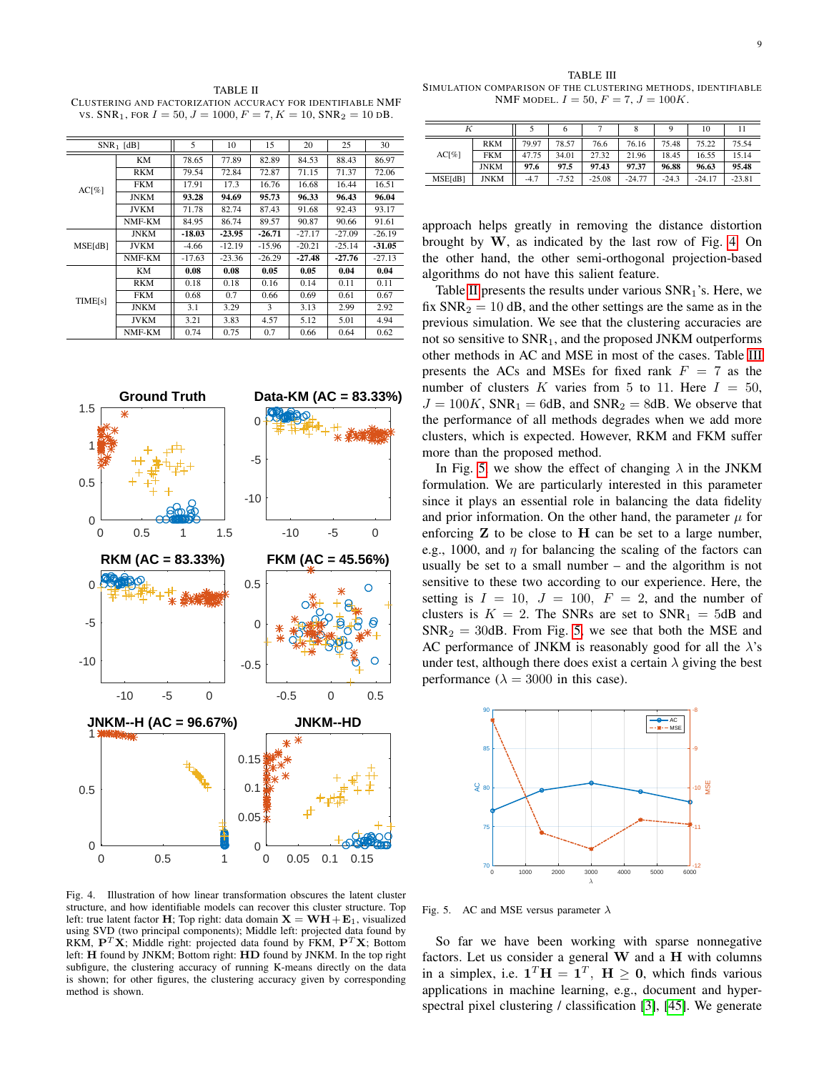TABLE II
CLUSTERING AND FACTORIZATION ACCURACY FOR IDENTIFIABLE NMF VS. $\text{SNR}_1$, FOR $I = 50$, $J = 1000$, $F = 7$, $K = 10$, $\text{SNR}_2 = 10$ dB.

| $\text{SNR}_1$ [dB] | | 5 | 10 | 15 | 20 | 25 | 30 |
|---|---|---|---|---|---|---|---|
| AC[%] | KM | 78.65 | 77.89 | 82.89 | 84.53 | 88.43 | 86.97 |
| | RKM | 79.54 | 72.84 | 72.87 | 71.15 | 71.37 | 72.06 |
| | FKM | 17.91 | 17.3 | 16.76 | 16.68 | 16.44 | 16.51 |
| | JNKM | **93.28** | **94.69** | **95.73** | **96.33** | **96.43** | **96.04** |
| | JVKM | 71.78 | 82.74 | 87.43 | 91.68 | 92.43 | 93.17 |
| | NMF-KM | 84.95 | 86.74 | 89.57 | 90.87 | 90.66 | 91.61 |
| MSE[dB] | JNKM | **-18.03** | **-23.95** | **-26.71** | -27.17 | -27.09 | -26.19 |
| | JVKM | -4.66 | -12.19 | -15.96 | -20.21 | -25.14 | **-31.05** |
| | NMF-KM | -17.63 | -23.36 | -26.29 | **-27.48** | **-27.76** | -27.13 |
| TIME[s] | KM | **0.08** | **0.08** | **0.05** | **0.05** | **0.04** | **0.04** |
| | RKM | 0.18 | 0.18 | 0.16 | 0.14 | 0.11 | 0.11 |
| | FKM | 0.68 | 0.7 | 0.66 | 0.69 | 0.61 | 0.67 |
| | JNKM | 3.1 | 3.29 | 3 | 3.13 | 2.99 | 2.92 |
| | JVKM | 3.21 | 3.83 | 4.57 | 5.12 | 5.01 | 4.94 |
| | NMF-KM | 0.74 | 0.75 | 0.7 | 0.66 | 0.64 | 0.62 |

Fig. 4. Illustration of how linear transformation obscures the latent cluster structure, and how identifiable models can recover this cluster structure. Top left: true latent factor $\mathbf{H}$; Top right: data domain $\mathbf{X} = \mathbf{WH} + \mathbf{E}_1$, visualized using SVD (two principal components); Middle left: projected data found by RKM, $\mathbf{P}^T\mathbf{X}$; Middle right: projected data found by FKM, $\mathbf{P}^T\mathbf{X}$; Bottom left: $\mathbf{H}$ found by JNKM; Bottom right: $\mathbf{HD}$ found by JNKM. In the top right subfigure, the clustering accuracy of running K-means directly on the data is shown; for other figures, the clustering accuracy given by corresponding method is shown.

TABLE III
SIMULATION COMPARISON OF THE CLUSTERING METHODS, IDENTIFIABLE NMF MODEL. $I = 50$, $F = 7$, $J = 100K$.

| $K$ | | 5 | 6 | 7 | 8 | 9 | 10 | 11 |
|---|---|---|---|---|---|---|---|---|
| AC[%] | RKM | 79.97 | 78.57 | 76.6 | 76.16 | 75.48 | 75.22 | 75.54 |
| | FKM | 47.75 | 34.01 | 27.32 | 21.96 | 18.45 | 16.55 | 15.14 |
| | JNKM | **97.6** | **97.5** | **97.43** | **97.37** | **96.88** | **96.63** | **95.48** |
| MSE[dB] | JNKM | -4.7 | -7.52 | -25.08 | -24.77 | -24.3 | -24.17 | -23.81 |

approach helps greatly in removing the distance distortion brought by $\mathbf{W}$, as indicated by the last row of Fig. 4. On the other hand, the other semi-orthogonal projection-based algorithms do not have this salient feature.

Table II presents the results under various $\text{SNR}_1$'s. Here, we fix $\text{SNR}_2 = 10$ dB, and the other settings are the same as in the previous simulation. We see that the clustering accuracies are not so sensitive to $\text{SNR}_1$, and the proposed JNKM outperforms other methods in AC and MSE in most of the cases. Table III presents the ACs and MSEs for fixed rank $F = 7$ as the number of clusters $K$ varies from 5 to 11. Here $I = 50$, $J = 100K$, $\text{SNR}_1 = 6$dB, and $\text{SNR}_2 = 8$dB. We observe that the performance of all methods degrades when we add more clusters, which is expected. However, RKM and FKM suffer more than the proposed method.

In Fig. 5, we show the effect of changing $\lambda$ in the JNKM formulation. We are particularly interested in this parameter since it plays an essential role in balancing the data fidelity and prior information. On the other hand, the parameter $\mu$ for enforcing $\mathbf{Z}$ to be close to $\mathbf{H}$ can be set to a large number, e.g., 1000, and $\eta$ for balancing the scaling of the factors can usually be set to a small number – and the algorithm is not sensitive to these two according to our experience. Here, the setting is $I = 10$, $J = 100$, $F = 2$, and the number of clusters is $K = 2$. The SNRs are set to $\text{SNR}_1 = 5$dB and $\text{SNR}_2 = 30$dB. From Fig. 5, we see that both the MSE and AC performance of JNKM is reasonably good for all the $\lambda$'s under test, although there does exist a certain $\lambda$ giving the best performance ($\lambda = 3000$ in this case).

Fig. 5. AC and MSE versus parameter $\lambda$

So far we have been working with sparse nonnegative factors. Let us consider a general $\mathbf{W}$ and a $\mathbf{H}$ with columns in a simplex, i.e. $\mathbf{1}^T\mathbf{H} = \mathbf{1}^T$, $\mathbf{H} \geq \mathbf{0}$, which finds various applications in machine learning, e.g., document and hyper-spectral pixel clustering / classification [3], [45]. We generate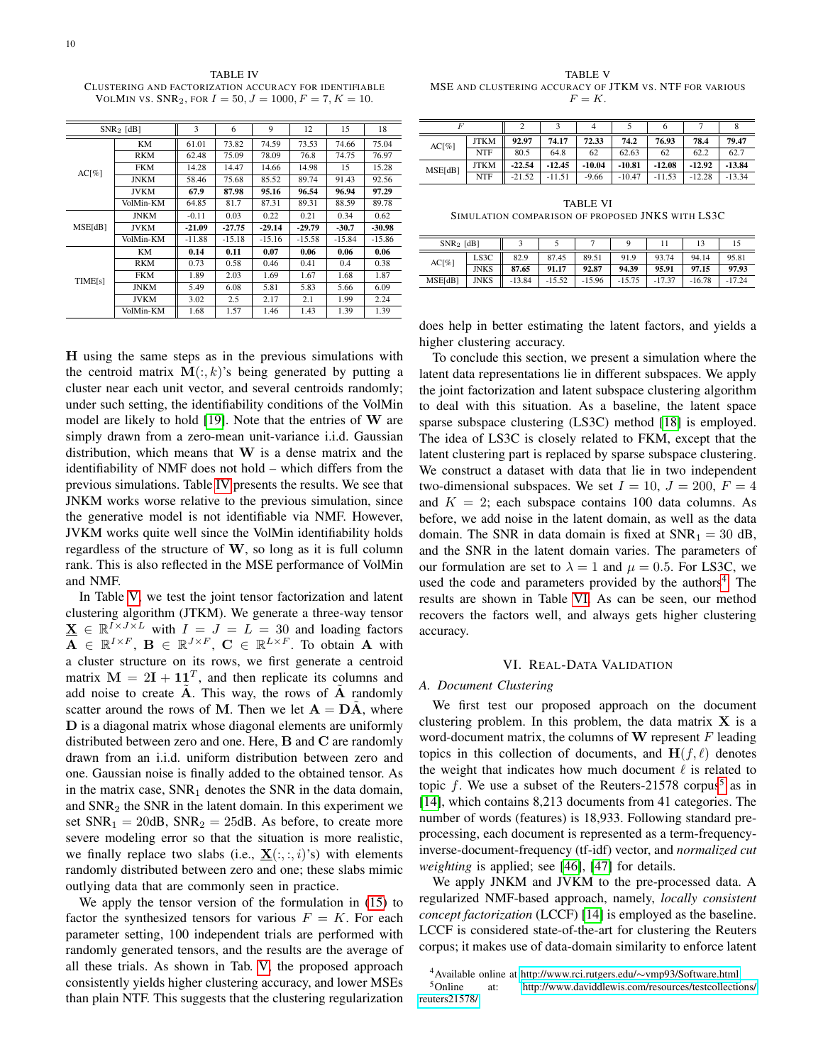TABLE IV

Clustering and factorization accuracy for identifiable VolMin vs. $\text{SNR}_2$, for $I = 50, J = 1000, F = 7, K = 10$.

| $\text{SNR}_2$ [dB] | | 3 | 6 | 9 | 12 | 15 | 18 |
|---|---|---|---|---|---|---|---|
| AC[%] | KM | 61.01 | 73.82 | 74.59 | 73.53 | 74.66 | 75.04 |
| | RKM | 62.48 | 75.09 | 78.09 | 76.8 | 74.75 | 76.97 |
| | FKM | 14.28 | 14.47 | 14.66 | 14.98 | 15 | 15.28 |
| | JNKM | 58.46 | 75.68 | 85.52 | 89.74 | 91.43 | 92.56 |
| | JVKM | **67.9** | **87.98** | **95.16** | **96.54** | **96.94** | **97.29** |
| | VolMin-KM | 64.85 | 81.7 | 87.31 | 89.31 | 88.59 | 89.78 |
| MSE[dB] | JNKM | -0.11 | 0.03 | 0.22 | 0.21 | 0.34 | 0.62 |
| | JVKM | **-21.09** | **-27.75** | **-29.14** | **-29.79** | **-30.7** | **-30.98** |
| | VolMin-KM | -11.88 | -15.18 | -15.16 | -15.58 | -15.84 | -15.86 |
| TIME[s] | KM | **0.14** | **0.11** | **0.07** | **0.06** | **0.06** | **0.06** |
| | RKM | 0.73 | 0.58 | 0.46 | 0.41 | 0.4 | 0.38 |
| | FKM | 1.89 | 2.03 | 1.69 | 1.67 | 1.68 | 1.87 |
| | JNKM | 5.49 | 6.08 | 5.81 | 5.83 | 5.66 | 6.09 |
| | JVKM | 3.02 | 2.5 | 2.17 | 2.1 | 1.99 | 2.24 |
| | VolMin-KM | 1.68 | 1.57 | 1.46 | 1.43 | 1.39 | 1.39 |

$\mathbf{H}$ using the same steps as in the previous simulations with the centroid matrix $\mathbf{M}(:,k)$'s being generated by putting a cluster near each unit vector, and several centroids randomly; under such setting, the identifiability conditions of the VolMin model are likely to hold [19]. Note that the entries of $\mathbf{W}$ are simply drawn from a zero-mean unit-variance i.i.d. Gaussian distribution, which means that $\mathbf{W}$ is a dense matrix and the identifiability of NMF does not hold – which differs from the previous simulations. Table IV presents the results. We see that JNKM works worse relative to the previous simulation, since the generative model is not identifiable via NMF. However, JVKM works quite well since the VolMin identifiability holds regardless of the structure of $\mathbf{W}$, so long as it is full column rank. This is also reflected in the MSE performance of VolMin and NMF.

In Table V, we test the joint tensor factorization and latent clustering algorithm (JTKM). We generate a three-way tensor $\underline{\mathbf{X}} \in \mathbb{R}^{I\times J\times L}$ with $I = J = L = 30$ and loading factors $\mathbf{A} \in \mathbb{R}^{I\times F}$, $\mathbf{B} \in \mathbb{R}^{J\times F}$, $\mathbf{C} \in \mathbb{R}^{L\times F}$. To obtain $\mathbf{A}$ with a cluster structure on its rows, we first generate a centroid matrix $\mathbf{M} = 2\mathbf{I} + \mathbf{1}\mathbf{1}^T$, and then replicate its columns and add noise to create $\tilde{\mathbf{A}}$. This way, the rows of $\tilde{\mathbf{A}}$ randomly scatter around the rows of $\mathbf{M}$. Then we let $\mathbf{A} = \mathbf{D}\tilde{\mathbf{A}}$, where $\mathbf{D}$ is a diagonal matrix whose diagonal elements are uniformly distributed between zero and one. Here, $\mathbf{B}$ and $\mathbf{C}$ are randomly drawn from an i.i.d. uniform distribution between zero and one. Gaussian noise is finally added to the obtained tensor. As in the matrix case, $\text{SNR}_1$ denotes the SNR in the data domain, and $\text{SNR}_2$ the SNR in the latent domain. In this experiment we set $\text{SNR}_1 = 20\text{dB}$, $\text{SNR}_2 = 25\text{dB}$. As before, to create more severe modeling error so that the situation is more realistic, we finally replace two slabs (i.e., $\underline{\mathbf{X}}(:,:,i)$'s) with elements randomly distributed between zero and one; these slabs mimic outlying data that are commonly seen in practice.

We apply the tensor version of the formulation in (15) to factor the synthesized tensors for various $F = K$. For each parameter setting, 100 independent trials are performed with randomly generated tensors, and the results are the average of all these trials. As shown in Tab. V, the proposed approach consistently yields higher clustering accuracy, and lower MSEs than plain NTF. This suggests that the clustering regularization does help in better estimating the latent factors, and yields a higher clustering accuracy.

TABLE V

MSE and clustering accuracy of JTKM vs. NTF for various $F = K$.

| $F$ | | 2 | 3 | 4 | 5 | 6 | 7 | 8 |
|---|---|---|---|---|---|---|---|---|
| AC[%] | JTKM | **92.97** | **74.17** | **72.33** | **74.2** | **76.93** | **78.4** | **79.47** |
| | NTF | 80.5 | 64.8 | 62 | 62.63 | 62 | 62.2 | 62.7 |
| MSE[dB] | JTKM | **-22.54** | **-12.45** | **-10.04** | **-10.81** | **-12.08** | **-12.92** | **-13.84** |
| | NTF | -21.52 | -11.51 | -9.66 | -10.47 | -11.53 | -12.28 | -13.34 |

TABLE VI

Simulation comparison of proposed JNKS with LS3C

| $\text{SNR}_2$ [dB] | | 3 | 5 | 7 | 9 | 11 | 13 | 15 |
|---|---|---|---|---|---|---|---|---|
| AC[%] | LS3C | 82.9 | 87.45 | 89.51 | 91.9 | 93.74 | 94.14 | 95.81 |
| | JNKS | **87.65** | **91.17** | **92.87** | **94.39** | **95.91** | **97.15** | **97.93** |
| MSE[dB] | JNKS | -13.84 | -15.52 | -15.96 | -15.75 | -17.37 | -16.78 | -17.24 |

To conclude this section, we present a simulation where the latent data representations lie in different subspaces. We apply the joint factorization and latent subspace clustering algorithm to deal with this situation. As a baseline, the latent space sparse subspace clustering (LS3C) method [18] is employed. The idea of LS3C is closely related to FKM, except that the latent clustering part is replaced by sparse subspace clustering. We construct a dataset with data that lie in two independent two-dimensional subspaces. We set $I = 10$, $J = 200$, $F = 4$ and $K = 2$; each subspace contains 100 data columns. As before, we add noise in the latent domain, as well as the data domain. The SNR in data domain is fixed at $\text{SNR}_1 = 30$ dB, and the SNR in the latent domain varies. The parameters of our formulation are set to $\lambda = 1$ and $\mu = 0.5$. For LS3C, we used the code and parameters provided by the authors[4]. The results are shown in Table VI. As can be seen, our method recovers the factors well, and always gets higher clustering accuracy.

# VI. Real-Data Validation

## A. Document Clustering

We first test our proposed approach on the document clustering problem. In this problem, the data matrix $\mathbf{X}$ is a word-document matrix, the columns of $\mathbf{W}$ represent $F$ leading topics in this collection of documents, and $\mathbf{H}(f,\ell)$ denotes the weight that indicates how much document $\ell$ is related to topic $f$. We use a subset of the Reuters-21578 corpus[5] as in [14], which contains 8,213 documents from 41 categories. The number of words (features) is 18,933. Following standard pre-processing, each document is represented as a term-frequency-inverse-document-frequency (tf-idf) vector, and *normalized cut weighting* is applied; see [46], [47] for details.

We apply JNKM and JVKM to the pre-processed data. A regularized NMF-based approach, namely, *locally consistent concept factorization* (LCCF) [14] is employed as the baseline. LCCF is considered state-of-the-art for clustering the Reuters corpus; it makes use of data-domain similarity to enforce latent

[4] Available online at http://www.rci.rutgers.edu/∼vmp93/Software.html

[5] Online at: http://www.daviddlewis.com/resources/testcollections/reuters21578/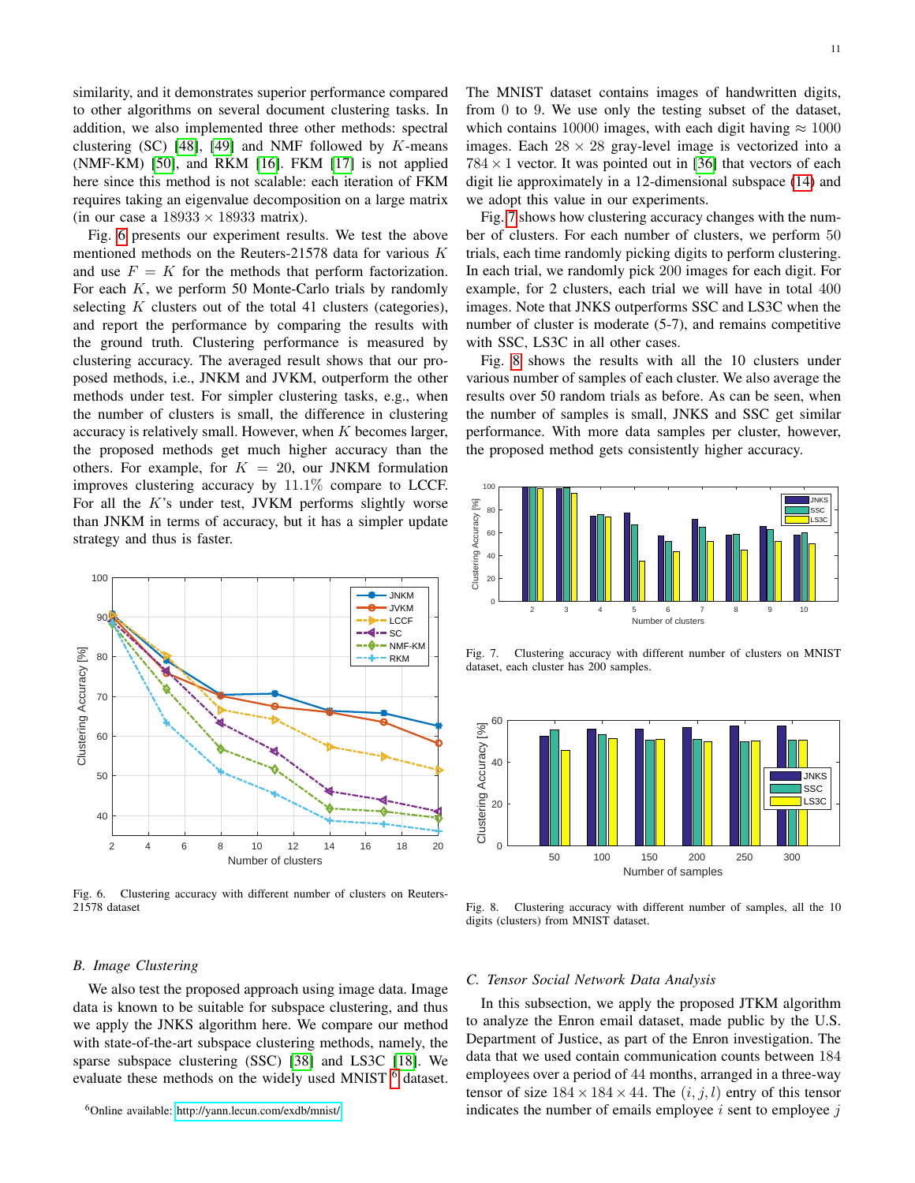similarity, and it demonstrates superior performance compared to other algorithms on several document clustering tasks. In addition, we also implemented three other methods: spectral clustering (SC) [48], [49] and NMF followed by $K$-means (NMF-KM) [50], and RKM [16]. FKM [17] is not applied here since this method is not scalable: each iteration of FKM requires taking an eigenvalue decomposition on a large matrix (in our case a $18933 \times 18933$ matrix).

Fig. 6 presents our experiment results. We test the above mentioned methods on the Reuters-21578 data for various $K$ and use $F = K$ for the methods that perform factorization. For each $K$, we perform 50 Monte-Carlo trials by randomly selecting $K$ clusters out of the total 41 clusters (categories), and report the performance by comparing the results with the ground truth. Clustering performance is measured by clustering accuracy. The averaged result shows that our proposed methods, i.e., JNKM and JVKM, outperform the other methods under test. For simpler clustering tasks, e.g., when the number of clusters is small, the difference in clustering accuracy is relatively small. However, when $K$ becomes larger, the proposed methods get much higher accuracy than the others. For example, for $K = 20$, our JNKM formulation improves clustering accuracy by 11.1% compare to LCCF. For all the $K$'s under test, JVKM performs slightly worse than JNKM in terms of accuracy, but it has a simpler update strategy and thus is faster.

Fig. 6. Clustering accuracy with different number of clusters on Reuters-21578 dataset

## B. Image Clustering

We also test the proposed approach using image data. Image data is known to be suitable for subspace clustering, and thus we apply the JNKS algorithm here. We compare our method with state-of-the-art subspace clustering methods, namely, the sparse subspace clustering (SSC) [38] and LS3C [18]. We evaluate these methods on the widely used MNIST [6] dataset.

The MNIST dataset contains images of handwritten digits, from 0 to 9. We use only the testing subset of the dataset, which contains 10000 images, with each digit having $\approx 1000$ images. Each $28 \times 28$ gray-level image is vectorized into a $784 \times 1$ vector. It was pointed out in [36] that vectors of each digit lie approximately in a 12-dimensional subspace (14) and we adopt this value in our experiments.

Fig. 7 shows how clustering accuracy changes with the number of clusters. For each number of clusters, we perform 50 trials, each time randomly picking digits to perform clustering. In each trial, we randomly pick 200 images for each digit. For example, for 2 clusters, each trial we will have in total 400 images. Note that JNKS outperforms SSC and LS3C when the number of cluster is moderate (5-7), and remains competitive with SSC, LS3C in all other cases.

Fig. 8 shows the results with all the 10 clusters under various number of samples of each cluster. We also average the results over 50 random trials as before. As can be seen, when the number of samples is small, JNKS and SSC get similar performance. With more data samples per cluster, however, the proposed method gets consistently higher accuracy.

Fig. 7. Clustering accuracy with different number of clusters on MNIST dataset, each cluster has 200 samples.

Fig. 8. Clustering accuracy with different number of samples, all the 10 digits (clusters) from MNIST dataset.

## C. Tensor Social Network Data Analysis

In this subsection, we apply the proposed JTKM algorithm to analyze the Enron email dataset, made public by the U.S. Department of Justice, as part of the Enron investigation. The data that we used contain communication counts between 184 employees over a period of 44 months, arranged in a three-way tensor of size $184 \times 184 \times 44$. The $(i, j, l)$ entry of this tensor indicates the number of emails employee $i$ sent to employee $j$

[6]Online available: http://yann.lecun.com/exdb/mnist/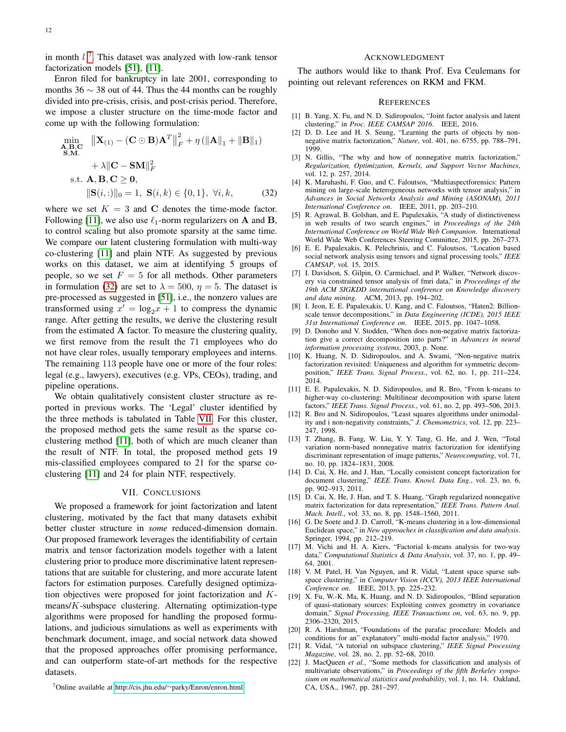in month $l$ [7]. This dataset was analyzed with low-rank tensor factorization models [51], [11].

Enron filed for bankruptcy in late 2001, corresponding to months 36 $\sim$ 38 out of 44. Thus the 44 months can be roughly divided into pre-crisis, crisis, and post-crisis period. Therefore, we impose a cluster structure on the time-mode factor and come up with the following formulation:

$$
\begin{aligned}
\min_{\substack{\mathbf{A},\mathbf{B},\mathbf{C}\\ \mathbf{S},\mathbf{M}.}} \quad & \left\|\mathbf{X}_{(1)} - (\mathbf{C} \odot \mathbf{B})\mathbf{A}^T\right\|_F^2 + \eta \left(\|\mathbf{A}\|_1 + \|\mathbf{B}\|_1\right) \\
& + \lambda \|\mathbf{C} - \mathbf{S}\mathbf{M}\|_F^2 \\
\text{s.t. } & \mathbf{A}, \mathbf{B}, \mathbf{C} \geq \mathbf{0}, \\
& \|\mathbf{S}(i,:)\|_0 = 1, \ \mathbf{S}(i,k) \in \{0,1\}, \ \forall i, k, \qquad (32)
\end{aligned}
$$

where we set $K = 3$ and $\mathbf{C}$ denotes the time-mode factor. Following [11], we also use $\ell_1$-norm regularizers on $\mathbf{A}$ and $\mathbf{B}$, to control scaling but also promote sparsity at the same time. We compare our latent clustering formulation with multi-way co-clustering [11] and plain NTF. As suggested by previous works on this dataset, we aim at identifying 5 groups of people, so we set $F = 5$ for all methods. Other parameters in formulation (32) are set to $\lambda = 500$, $\eta = 5$. The dataset is pre-processed as suggested in [51], i.e., the nonzero values are transformed using $x' = \log_2 x + 1$ to compress the dynamic range. After getting the results, we derive the clustering result from the estimated $\mathbf{A}$ factor. To measure the clustering quality, we first remove from the result the 71 employees who do not have clear roles, usually temporary employees and interns. The remaining 113 people have one or more of the four roles: legal (e.g., lawyers), executives (e.g. VPs, CEOs), trading, and pipeline operations.

We obtain qualitatively consistent cluster structure as reported in previous works. The 'Legal' cluster identified by the three methods is tabulated in Table VII. For this cluster, the proposed method gets the same result as the sparse co-clustering method [11], both of which are much cleaner than the result of NTF. In total, the proposed method gets 19 mis-classified employees compared to 21 for the sparse co-clustering [11] and 24 for plain NTF, respectively.

## VII. Conclusions

We proposed a framework for joint factorization and latent clustering, motivated by the fact that many datasets exhibit better cluster structure in *some* reduced-dimension domain. Our proposed framework leverages the identifiability of certain matrix and tensor factorization models together with a latent clustering prior to produce more discriminative latent representations that are suitable for clustering, and more accurate latent factors for estimation purposes. Carefully designed optimization objectives were proposed for joint factorization and $K$-means/$K$-subspace clustering. Alternating optimization-type algorithms were proposed for handling the proposed formulations, and judicious simulations as well as experiments with benchmark document, image, and social network data showed that the proposed approaches offer promising performance, and can outperform state-of-art methods for the respective datasets.

[7] Online available at http://cis.jhu.edu/~parky/Enron/enron.html

## Acknowledgment

The authors would like to thank Prof. Eva Ceulemans for pointing out relevant references on RKM and FKM.

## References

[1] B. Yang, X. Fu, and N. D. Sidiropoulos, "Joint factor analysis and latent clustering," in *Proc. IEEE CAMSAP 2016*. IEEE, 2016.

[2] D. D. Lee and H. S. Seung, "Learning the parts of objects by non-negative matrix factorization," *Nature*, vol. 401, no. 6755, pp. 788–791, 1999.

[3] N. Gillis, "The why and how of nonnegative matrix factorization," *Regularization, Optimization, Kernels, and Support Vector Machines*, vol. 12, p. 257, 2014.

[4] K. Maruhashi, F. Guo, and C. Faloutsos, "Multiaspectforensics: Pattern mining on large-scale heterogeneous networks with tensor analysis," in *Advances in Social Networks Analysis and Mining (ASONAM), 2011 International Conference on*. IEEE, 2011, pp. 203–210.

[5] R. Agrawal, B. Golshan, and E. Papalexakis, "A study of distinctiveness in web results of two search engines," in *Proceedings of the 24th International Conference on World Wide Web Companion*. International World Wide Web Conferences Steering Committee, 2015, pp. 267–273.

[6] E. E. Papalexakis, K. Pelechrinis, and C. Faloutsos, "Location based social network analysis using tensors and signal processing tools," *IEEE CAMSAP*, vol. 15, 2015.

[7] I. Davidson, S. Gilpin, O. Carmichael, and P. Walker, "Network discovery via constrained tensor analysis of fmri data," in *Proceedings of the 19th ACM SIGKDD international conference on Knowledge discovery and data mining*. ACM, 2013, pp. 194–202.

[8] I. Jeon, E. E. Papalexakis, U. Kang, and C. Faloutsos, "Haten2: Billion-scale tensor decompositions," in *Data Engineering (ICDE), 2015 IEEE 31st International Conference on*. IEEE, 2015, pp. 1047–1058.

[9] D. Donoho and V. Stodden, "When does non-negative matrix factorization give a correct decomposition into parts?" in *Advances in neural information processing systems*, 2003, p. None.

[10] K. Huang, N. D. Sidiropoulos, and A. Swami, "Non-negative matrix factorization revisited: Uniqueness and algorithm for symmetric decomposition," *IEEE Trans. Signal Process.*, vol. 62, no. 1, pp. 211–224, 2014.

[11] E. E. Papalexakis, N. D. Sidiropoulos, and R. Bro, "From k-means to higher-way co-clustering: Multilinear decomposition with sparse latent factors," *IEEE Trans. Signal Process.*, vol. 61, no. 2, pp. 493–506, 2013.

[12] R. Bro and N. Sidiropoulos, "Least squares algorithms under unimodality and i non-negativity constraints," *J. Chemometrics*, vol. 12, pp. 223–247, 1998.

[13] T. Zhang, B. Fang, W. Liu, Y. Y. Tang, G. He, and J. Wen, "Total variation norm-based nonnegative matrix factorization for identifying discriminant representation of image patterns," *Neurocomputing*, vol. 71, no. 10, pp. 1824–1831, 2008.

[14] D. Cai, X. He, and J. Han, "Locally consistent concept factorization for document clustering," *IEEE Trans. Knowl. Data Eng.*, vol. 23, no. 6, pp. 902–913, 2011.

[15] D. Cai, X. He, J. Han, and T. S. Huang, "Graph regularized nonnegative matrix factorization for data representation," *IEEE Trans. Pattern Anal. Mach. Intell.*, vol. 33, no. 8, pp. 1548–1560, 2011.

[16] G. De Soete and J. D. Carroll, "K-means clustering in a low-dimensional Euclidean space," in *New approaches in classification and data analysis*. Springer, 1994, pp. 212–219.

[17] M. Vichi and H. A. Kiers, "Factorial k-means analysis for two-way data," *Computational Statistics & Data Analysis*, vol. 37, no. 1, pp. 49–64, 2001.

[18] V. M. Patel, H. Van Nguyen, and R. Vidal, "Latent space sparse subspace clustering," in *Computer Vision (ICCV), 2013 IEEE International Conference on*. IEEE, 2013, pp. 225–232.

[19] X. Fu, W.-K. Ma, K. Huang, and N. D. Sidiropoulos, "Blind separation of quasi-stationary sources: Exploiting convex geometry in covariance domain," *Signal Processing, IEEE Transactions on*, vol. 63, no. 9, pp. 2306–2320, 2015.

[20] R. A. Harshman, "Foundations of the parafac procedure: Models and conditions for an" explanatory" multi-modal factor analysis," 1970.

[21] R. Vidal, "A tutorial on subspace clustering," *IEEE Signal Processing Magazine*, vol. 28, no. 2, pp. 52–68, 2010.

[22] J. MacQueen *et al.*, "Some methods for classification and analysis of multivariate observations," in *Proceedings of the fifth Berkeley symposium on mathematical statistics and probability*, vol. 1, no. 14. Oakland, CA, USA., 1967, pp. 281–297.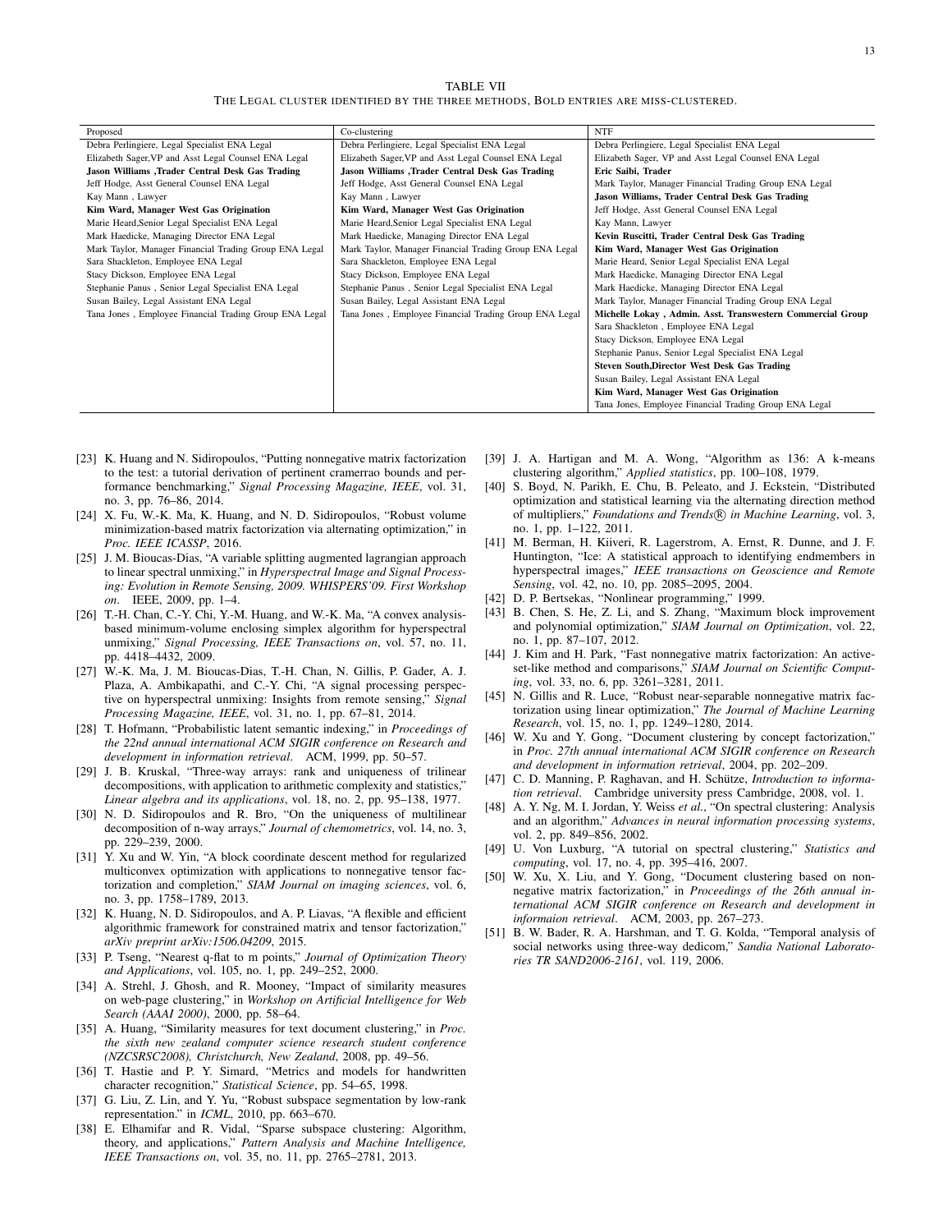TABLE VII
THE LEGAL CLUSTER IDENTIFIED BY THE THREE METHODS, BOLD ENTRIES ARE MISS-CLUSTERED.

| Proposed | Co-clustering | NTF |
|---|---|---|
| Debra Perlingiere, Legal Specialist ENA Legal | Debra Perlingiere, Legal Specialist ENA Legal | Debra Perlingiere, Legal Specialist ENA Legal |
| Elizabeth Sager,VP and Asst Legal Counsel ENA Legal | Elizabeth Sager,VP and Asst Legal Counsel ENA Legal | Elizabeth Sager, VP and Asst Legal Counsel ENA Legal |
| **Jason Williams ,Trader Central Desk Gas Trading** | **Jason Williams ,Trader Central Desk Gas Trading** | **Eric Saibi, Trader** |
| Jeff Hodge, Asst General Counsel ENA Legal | Jeff Hodge, Asst General Counsel ENA Legal | Mark Taylor, Manager Financial Trading Group ENA Legal |
| Kay Mann , Lawyer | Kay Mann , Lawyer | **Jason Williams, Trader Central Desk Gas Trading** |
| **Kim Ward, Manager West Gas Origination** | **Kim Ward, Manager West Gas Origination** | Jeff Hodge, Asst General Counsel ENA Legal |
| Marie Heard,Senior Legal Specialist ENA Legal | Marie Heard,Senior Legal Specialist ENA Legal | Kay Mann, Lawyer |
| Mark Haedicke, Managing Director ENA Legal | Mark Haedicke, Managing Director ENA Legal | **Kevin Ruscitti, Trader Central Desk Gas Trading** |
| Mark Taylor, Manager Financial Trading Group ENA Legal | Mark Taylor, Manager Financial Trading Group ENA Legal | **Kim Ward, Manager West Gas Origination** |
| Sara Shackleton, Employee ENA Legal | Sara Shackleton, Employee ENA Legal | Marie Heard, Senior Legal Specialist ENA Legal |
| Stacy Dickson, Employee ENA Legal | Stacy Dickson, Employee ENA Legal | Mark Haedicke, Managing Director ENA Legal |
| Stephanie Panus , Senior Legal Specialist ENA Legal | Stephanie Panus , Senior Legal Specialist ENA Legal | Mark Haedicke, Managing Director ENA Legal |
| Susan Bailey, Legal Assistant ENA Legal | Susan Bailey, Legal Assistant ENA Legal | Mark Taylor, Manager Financial Trading Group ENA Legal |
| Tana Jones , Employee Financial Trading Group ENA Legal | Tana Jones , Employee Financial Trading Group ENA Legal | **Michelle Lokay , Admin. Asst. Transwestern Commercial Group** |
| | | Sara Shackleton , Employee ENA Legal |
| | | Stacy Dickson, Employee ENA Legal |
| | | Stephanie Panus, Senior Legal Specialist ENA Legal |
| | | **Steven South,Director West Desk Gas Trading** |
| | | Susan Bailey, Legal Assistant ENA Legal |
| | | **Kim Ward, Manager West Gas Origination** |
| | | Tana Jones, Employee Financial Trading Group ENA Legal |

[23] K. Huang and N. Sidiropoulos, "Putting nonnegative matrix factorization to the test: a tutorial derivation of pertinent cramerrao bounds and performance benchmarking," *Signal Processing Magazine, IEEE*, vol. 31, no. 3, pp. 76–86, 2014.

[24] X. Fu, W.-K. Ma, K. Huang, and N. D. Sidiropoulos, "Robust volume minimization-based matrix factorization via alternating optimization," in *Proc. IEEE ICASSP*, 2016.

[25] J. M. Bioucas-Dias, "A variable splitting augmented lagrangian approach to linear spectral unmixing," in *Hyperspectral Image and Signal Processing: Evolution in Remote Sensing, 2009. WHISPERS'09. First Workshop on*. IEEE, 2009, pp. 1–4.

[26] T.-H. Chan, C.-Y. Chi, Y.-M. Huang, and W.-K. Ma, "A convex analysis-based minimum-volume enclosing simplex algorithm for hyperspectral unmixing," *Signal Processing, IEEE Transactions on*, vol. 57, no. 11, pp. 4418–4432, 2009.

[27] W.-K. Ma, J. M. Bioucas-Dias, T.-H. Chan, N. Gillis, P. Gader, A. J. Plaza, A. Ambikapathi, and C.-Y. Chi, "A signal processing perspective on hyperspectral unmixing: Insights from remote sensing," *Signal Processing Magazine, IEEE*, vol. 31, no. 1, pp. 67–81, 2014.

[28] T. Hofmann, "Probabilistic latent semantic indexing," in *Proceedings of the 22nd annual international ACM SIGIR conference on Research and development in information retrieval*. ACM, 1999, pp. 50–57.

[29] J. B. Kruskal, "Three-way arrays: rank and uniqueness of trilinear decompositions, with application to arithmetic complexity and statistics," *Linear algebra and its applications*, vol. 18, no. 2, pp. 95–138, 1977.

[30] N. D. Sidiropoulos and R. Bro, "On the uniqueness of multilinear decomposition of n-way arrays," *Journal of chemometrics*, vol. 14, no. 3, pp. 229–239, 2000.

[31] Y. Xu and W. Yin, "A block coordinate descent method for regularized multiconvex optimization with applications to nonnegative tensor factorization and completion," *SIAM Journal on imaging sciences*, vol. 6, no. 3, pp. 1758–1789, 2013.

[32] K. Huang, N. D. Sidiropoulos, and A. P. Liavas, "A flexible and efficient algorithmic framework for constrained matrix and tensor factorization," *arXiv preprint arXiv:1506.04209*, 2015.

[33] P. Tseng, "Nearest q-flat to m points," *Journal of Optimization Theory and Applications*, vol. 105, no. 1, pp. 249–252, 2000.

[34] A. Strehl, J. Ghosh, and R. Mooney, "Impact of similarity measures on web-page clustering," in *Workshop on Artificial Intelligence for Web Search (AAAI 2000)*, 2000, pp. 58–64.

[35] A. Huang, "Similarity measures for text document clustering," in *Proc. the sixth new zealand computer science research student conference (NZCSRSC2008), Christchurch, New Zealand*, 2008, pp. 49–56.

[36] T. Hastie and P. Y. Simard, "Metrics and models for handwritten character recognition," *Statistical Science*, pp. 54–65, 1998.

[37] G. Liu, Z. Lin, and Y. Yu, "Robust subspace segmentation by low-rank representation." in *ICML*, 2010, pp. 663–670.

[38] E. Elhamifar and R. Vidal, "Sparse subspace clustering: Algorithm, theory, and applications," *Pattern Analysis and Machine Intelligence, IEEE Transactions on*, vol. 35, no. 11, pp. 2765–2781, 2013.

[39] J. A. Hartigan and M. A. Wong, "Algorithm as 136: A k-means clustering algorithm," *Applied statistics*, pp. 100–108, 1979.

[40] S. Boyd, N. Parikh, E. Chu, B. Peleato, and J. Eckstein, "Distributed optimization and statistical learning via the alternating direction method of multipliers," *Foundations and Trends® in Machine Learning*, vol. 3, no. 1, pp. 1–122, 2011.

[41] M. Berman, H. Kiiveri, R. Lagerstrom, A. Ernst, R. Dunne, and J. F. Huntington, "Ice: A statistical approach to identifying endmembers in hyperspectral images," *IEEE transactions on Geoscience and Remote Sensing*, vol. 42, no. 10, pp. 2085–2095, 2004.

[42] D. P. Bertsekas, "Nonlinear programming," 1999.

[43] B. Chen, S. He, Z. Li, and S. Zhang, "Maximum block improvement and polynomial optimization," *SIAM Journal on Optimization*, vol. 22, no. 1, pp. 87–107, 2012.

[44] J. Kim and H. Park, "Fast nonnegative matrix factorization: An active-set-like method and comparisons," *SIAM Journal on Scientific Computing*, vol. 33, no. 6, pp. 3261–3281, 2011.

[45] N. Gillis and R. Luce, "Robust near-separable nonnegative matrix factorization using linear optimization," *The Journal of Machine Learning Research*, vol. 15, no. 1, pp. 1249–1280, 2014.

[46] W. Xu and Y. Gong, "Document clustering by concept factorization," in *Proc. 27th annual international ACM SIGIR conference on Research and development in information retrieval*, 2004, pp. 202–209.

[47] C. D. Manning, P. Raghavan, and H. Schütze, *Introduction to information retrieval*. Cambridge university press Cambridge, 2008, vol. 1.

[48] A. Y. Ng, M. I. Jordan, Y. Weiss *et al.*, "On spectral clustering: Analysis and an algorithm," *Advances in neural information processing systems*, vol. 2, pp. 849–856, 2002.

[49] U. Von Luxburg, "A tutorial on spectral clustering," *Statistics and computing*, vol. 17, no. 4, pp. 395–416, 2007.

[50] W. Xu, X. Liu, and Y. Gong, "Document clustering based on non-negative matrix factorization," in *Proceedings of the 26th annual international ACM SIGIR conference on Research and development in informaion retrieval*. ACM, 2003, pp. 267–273.

[51] B. W. Bader, R. A. Harshman, and T. G. Kolda, "Temporal analysis of social networks using three-way dedicom," *Sandia National Laboratories TR SAND2006-2161*, vol. 119, 2006.